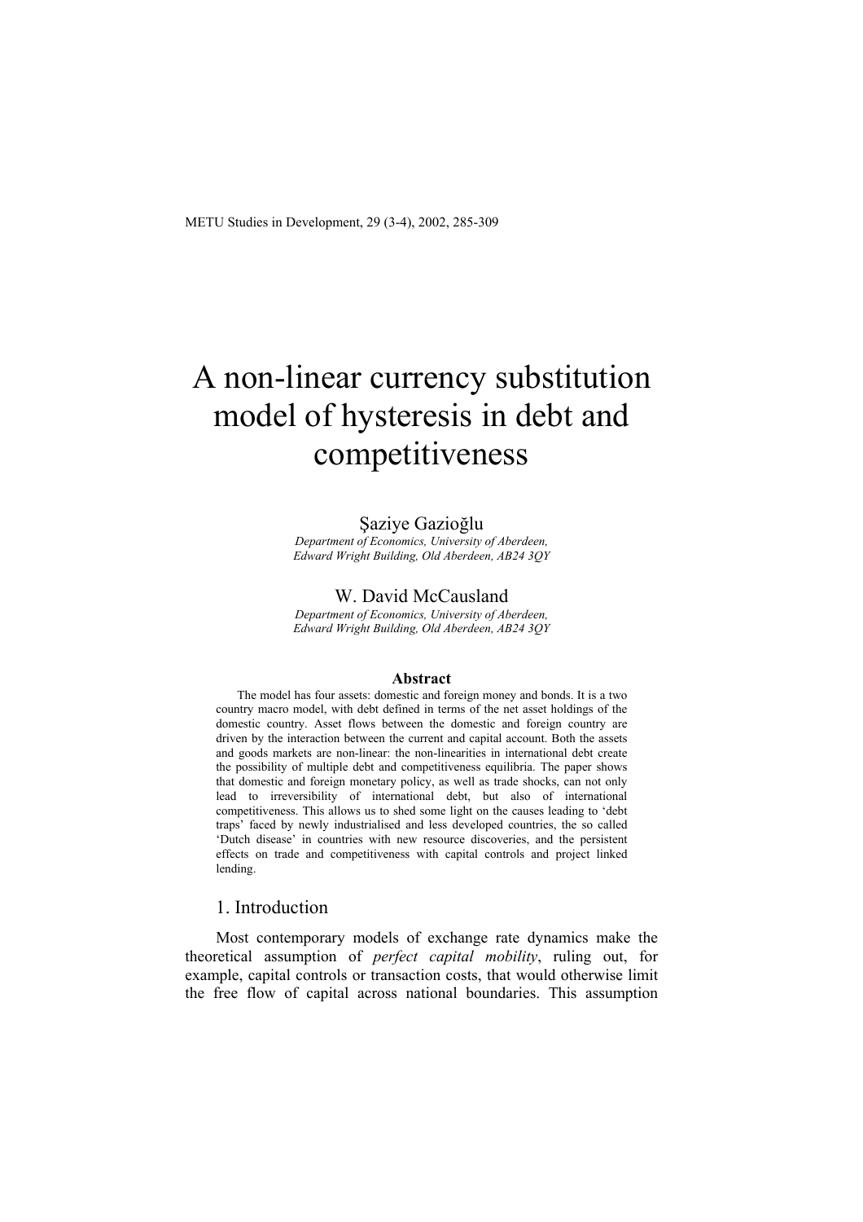# A non-linear currency substitution model of hysteresis in debt and competitiveness

Şaziye Gazioğlu

*Department of Economics, University of Aberdeen, Edward Wright Building, Old Aberdeen, AB24 3QY*

W. David McCausland

*Department of Economics, University of Aberdeen, Edward Wright Building, Old Aberdeen, AB24 3QY*

**Abstract**

The model has four assets: domestic and foreign money and bonds. It is a two country macro model, with debt defined in terms of the net asset holdings of the domestic country. Asset flows between the domestic and foreign country are driven by the interaction between the current and capital account. Both the assets and goods markets are non-linear: the non-linearities in international debt create the possibility of multiple debt and competitiveness equilibria. The paper shows that domestic and foreign monetary policy, as well as trade shocks, can not only lead to irreversibility of international debt, but also of international competitiveness. This allows us to shed some light on the causes leading to 'debt traps' faced by newly industrialised and less developed countries, the so called 'Dutch disease' in countries with new resource discoveries, and the persistent effects on trade and competitiveness with capital controls and project linked lending.

## 1. Introduction

Most contemporary models of exchange rate dynamics make the theoretical assumption of *perfect capital mobility*, ruling out, for example, capital controls or transaction costs, that would otherwise limit the free flow of capital across national boundaries. This assumption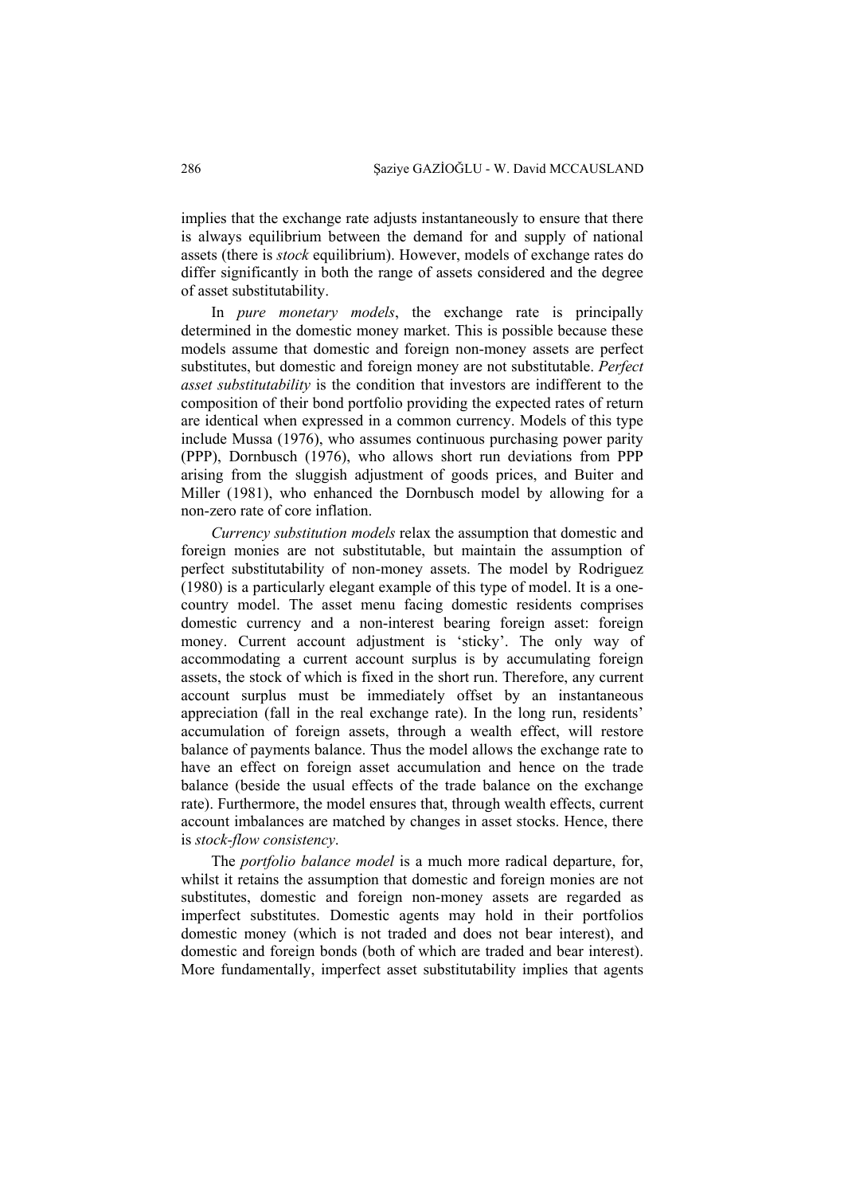implies that the exchange rate adjusts instantaneously to ensure that there is always equilibrium between the demand for and supply of national assets (there is *stock* equilibrium). However, models of exchange rates do differ significantly in both the range of assets considered and the degree of asset substitutability.

In *pure monetary models*, the exchange rate is principally determined in the domestic money market. This is possible because these models assume that domestic and foreign non-money assets are perfect substitutes, but domestic and foreign money are not substitutable. *Perfect asset substitutability* is the condition that investors are indifferent to the composition of their bond portfolio providing the expected rates of return are identical when expressed in a common currency. Models of this type include Mussa (1976), who assumes continuous purchasing power parity (PPP), Dornbusch (1976), who allows short run deviations from PPP arising from the sluggish adjustment of goods prices, and Buiter and Miller (1981), who enhanced the Dornbusch model by allowing for a non-zero rate of core inflation.

*Currency substitution models* relax the assumption that domestic and foreign monies are not substitutable, but maintain the assumption of perfect substitutability of non-money assets. The model by Rodriguez (1980) is a particularly elegant example of this type of model. It is a one-country model. The asset menu facing domestic residents comprises domestic currency and a non-interest bearing foreign asset: foreign money. Current account adjustment is 'sticky'. The only way of accommodating a current account surplus is by accumulating foreign assets, the stock of which is fixed in the short run. Therefore, any current account surplus must be immediately offset by an instantaneous appreciation (fall in the real exchange rate). In the long run, residents' accumulation of foreign assets, through a wealth effect, will restore balance of payments balance. Thus the model allows the exchange rate to have an effect on foreign asset accumulation and hence on the trade balance (beside the usual effects of the trade balance on the exchange rate). Furthermore, the model ensures that, through wealth effects, current account imbalances are matched by changes in asset stocks. Hence, there is *stock-flow consistency*.

The *portfolio balance model* is a much more radical departure, for, whilst it retains the assumption that domestic and foreign monies are not substitutes, domestic and foreign non-money assets are regarded as imperfect substitutes. Domestic agents may hold in their portfolios domestic money (which is not traded and does not bear interest), and domestic and foreign bonds (both of which are traded and bear interest). More fundamentally, imperfect asset substitutability implies that agents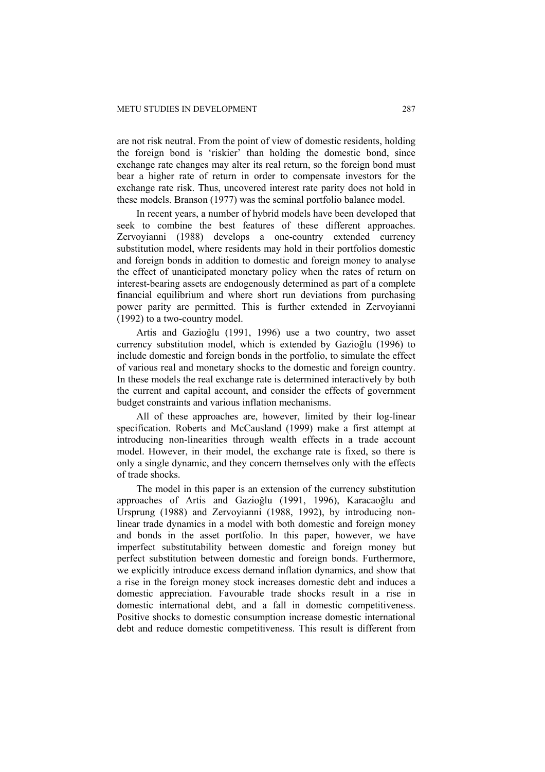are not risk neutral. From the point of view of domestic residents, holding the foreign bond is 'riskier' than holding the domestic bond, since exchange rate changes may alter its real return, so the foreign bond must bear a higher rate of return in order to compensate investors for the exchange rate risk. Thus, uncovered interest rate parity does not hold in these models. Branson (1977) was the seminal portfolio balance model.

In recent years, a number of hybrid models have been developed that seek to combine the best features of these different approaches. Zervoyianni (1988) develops a one-country extended currency substitution model, where residents may hold in their portfolios domestic and foreign bonds in addition to domestic and foreign money to analyse the effect of unanticipated monetary policy when the rates of return on interest-bearing assets are endogenously determined as part of a complete financial equilibrium and where short run deviations from purchasing power parity are permitted. This is further extended in Zervoyianni (1992) to a two-country model.

Artis and Gazioğlu (1991, 1996) use a two country, two asset currency substitution model, which is extended by Gazioğlu (1996) to include domestic and foreign bonds in the portfolio, to simulate the effect of various real and monetary shocks to the domestic and foreign country. In these models the real exchange rate is determined interactively by both the current and capital account, and consider the effects of government budget constraints and various inflation mechanisms.

All of these approaches are, however, limited by their log-linear specification. Roberts and McCausland (1999) make a first attempt at introducing non-linearities through wealth effects in a trade account model. However, in their model, the exchange rate is fixed, so there is only a single dynamic, and they concern themselves only with the effects of trade shocks.

The model in this paper is an extension of the currency substitution approaches of Artis and Gazioğlu (1991, 1996), Karacaoğlu and Ursprung (1988) and Zervoyianni (1988, 1992), by introducing non-linear trade dynamics in a model with both domestic and foreign money and bonds in the asset portfolio. In this paper, however, we have imperfect substitutability between domestic and foreign money but perfect substitution between domestic and foreign bonds. Furthermore, we explicitly introduce excess demand inflation dynamics, and show that a rise in the foreign money stock increases domestic debt and induces a domestic appreciation. Favourable trade shocks result in a rise in domestic international debt, and a fall in domestic competitiveness. Positive shocks to domestic consumption increase domestic international debt and reduce domestic competitiveness. This result is different from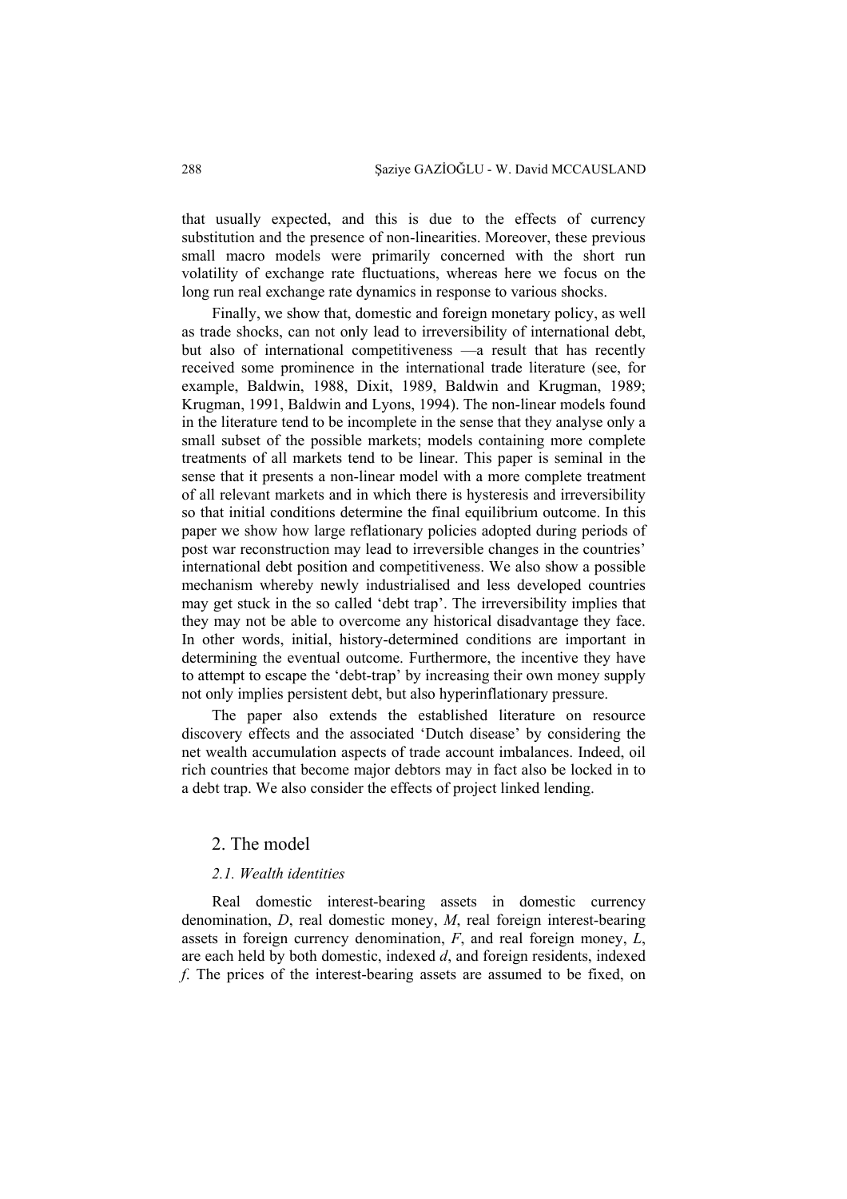that usually expected, and this is due to the effects of currency substitution and the presence of non-linearities. Moreover, these previous small macro models were primarily concerned with the short run volatility of exchange rate fluctuations, whereas here we focus on the long run real exchange rate dynamics in response to various shocks.

Finally, we show that, domestic and foreign monetary policy, as well as trade shocks, can not only lead to irreversibility of international debt, but also of international competitiveness —a result that has recently received some prominence in the international trade literature (see, for example, Baldwin, 1988, Dixit, 1989, Baldwin and Krugman, 1989; Krugman, 1991, Baldwin and Lyons, 1994). The non-linear models found in the literature tend to be incomplete in the sense that they analyse only a small subset of the possible markets; models containing more complete treatments of all markets tend to be linear. This paper is seminal in the sense that it presents a non-linear model with a more complete treatment of all relevant markets and in which there is hysteresis and irreversibility so that initial conditions determine the final equilibrium outcome. In this paper we show how large reflationary policies adopted during periods of post war reconstruction may lead to irreversible changes in the countries' international debt position and competitiveness. We also show a possible mechanism whereby newly industrialised and less developed countries may get stuck in the so called 'debt trap'. The irreversibility implies that they may not be able to overcome any historical disadvantage they face. In other words, initial, history-determined conditions are important in determining the eventual outcome. Furthermore, the incentive they have to attempt to escape the 'debt-trap' by increasing their own money supply not only implies persistent debt, but also hyperinflationary pressure.

The paper also extends the established literature on resource discovery effects and the associated 'Dutch disease' by considering the net wealth accumulation aspects of trade account imbalances. Indeed, oil rich countries that become major debtors may in fact also be locked in to a debt trap. We also consider the effects of project linked lending.

## 2. The model

### *2.1. Wealth identities*

Real domestic interest-bearing assets in domestic currency denomination, $D$, real domestic money, $M$, real foreign interest-bearing assets in foreign currency denomination, $F$, and real foreign money, $L$, are each held by both domestic, indexed $d$, and foreign residents, indexed $f$. The prices of the interest-bearing assets are assumed to be fixed, on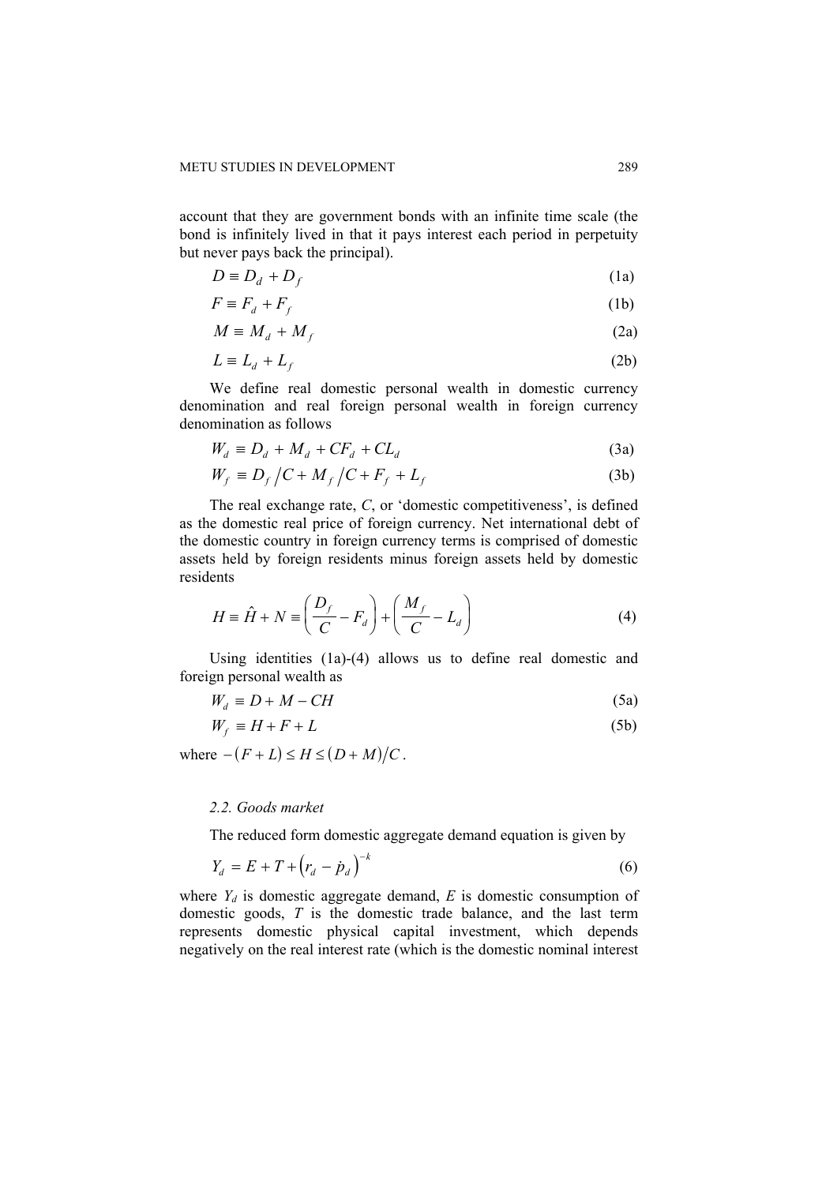account that they are government bonds with an infinite time scale (the bond is infinitely lived in that it pays interest each period in perpetuity but never pays back the principal).

$$D \equiv D_d + D_f \tag{1a}$$

$$F \equiv F_d + F_f \tag{1b}$$

$$M \equiv M_d + M_f \tag{2a}$$

$$L \equiv L_d + L_f \tag{2b}$$

We define real domestic personal wealth in domestic currency denomination and real foreign personal wealth in foreign currency denomination as follows

$$W_d \equiv D_d + M_d + CF_d + CL_d \tag{3a}$$

$$W_f \equiv D_f / C + M_f / C + F_f + L_f \tag{3b}$$

The real exchange rate, $C$, or 'domestic competitiveness', is defined as the domestic real price of foreign currency. Net international debt of the domestic country in foreign currency terms is comprised of domestic assets held by foreign residents minus foreign assets held by domestic residents

$$H \equiv \hat{H} + N \equiv \left( \frac{D_f}{C} - F_d \right) + \left( \frac{M_f}{C} - L_d \right) \tag{4}$$

Using identities (1a)-(4) allows us to define real domestic and foreign personal wealth as

$$W_d \equiv D + M - CH \tag{5a}$$

$$W_f \equiv H + F + L \tag{5b}$$

where $-(F + L) \leq H \leq (D + M)/C$.

### *2.2. Goods market*

The reduced form domestic aggregate demand equation is given by

$$Y_d = E + T + \left( r_d - \dot{p}_d \right)^{-k} \tag{6}$$

where $Y_d$ is domestic aggregate demand, $E$ is domestic consumption of domestic goods, $T$ is the domestic trade balance, and the last term represents domestic physical capital investment, which depends negatively on the real interest rate (which is the domestic nominal interest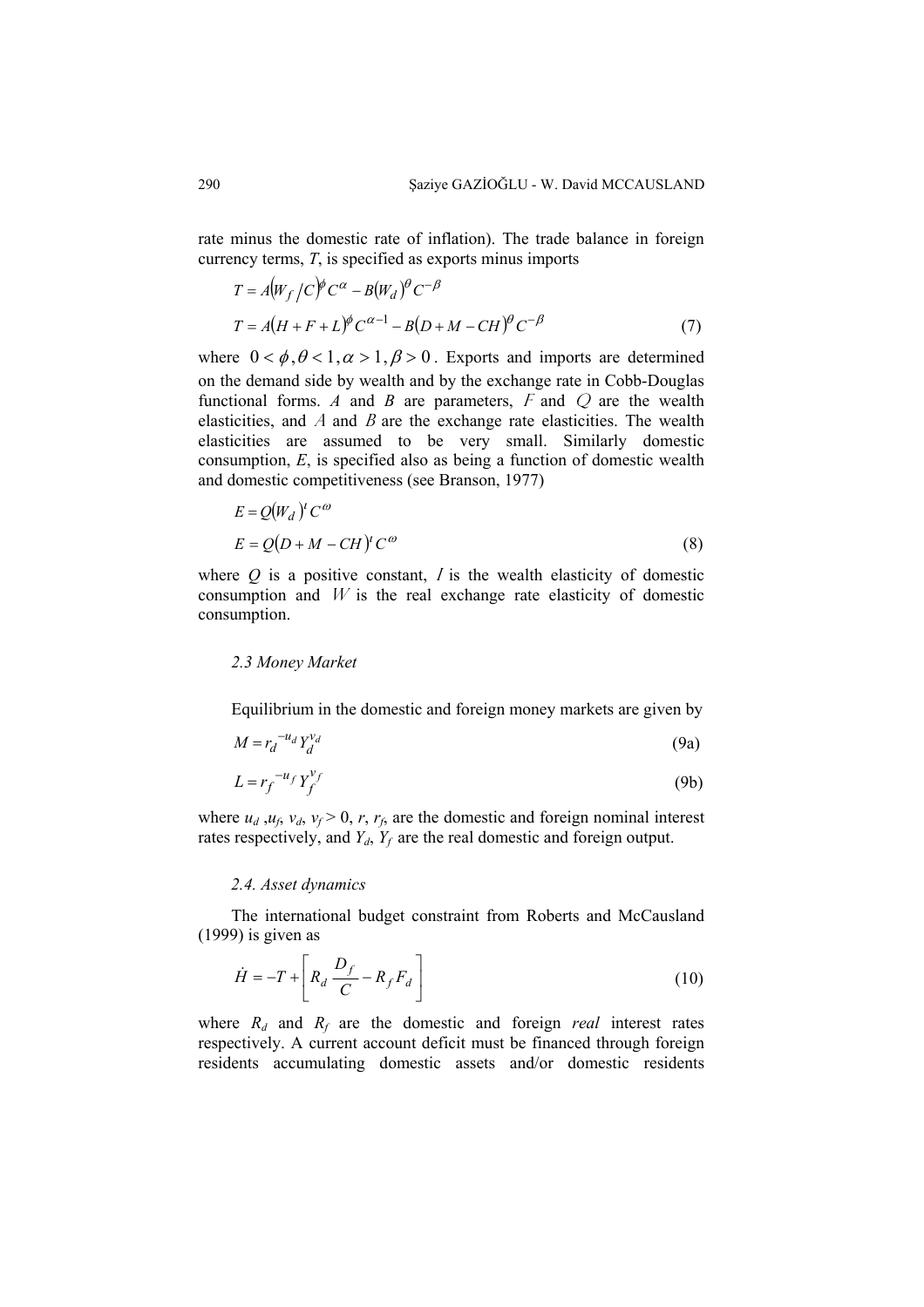rate minus the domestic rate of inflation). The trade balance in foreign currency terms, *T*, is specified as exports minus imports

$$T = A\left(W_f / C\right)^{\phi} C^{\alpha} - B\left(W_d\right)^{\theta} C^{-\beta}$$

$$T = A\left(H + F + L\right)^{\phi} C^{\alpha - 1} - B\left(D + M - CH\right)^{\theta} C^{-\beta} \tag{7}$$

where $0 < \phi, \theta < 1, \alpha > 1, \beta > 0$. Exports and imports are determined on the demand side by wealth and by the exchange rate in Cobb-Douglas functional forms. *A* and *B* are parameters, $F$ and $Q$ are the wealth elasticities, and $A$ and $B$ are the exchange rate elasticities. The wealth elasticities are assumed to be very small. Similarly domestic consumption, *E*, is specified also as being a function of domestic wealth and domestic competitiveness (see Branson, 1977)

$$E = Q\left(W_d\right)^{t} C^{\omega}$$

$$E = Q\left(D + M - CH\right)^{t} C^{\omega} \tag{8}$$

where *Q* is a positive constant, *I* is the wealth elasticity of domestic consumption and $W$ is the real exchange rate elasticity of domestic consumption.

### *2.3 Money Market*

Equilibrium in the domestic and foreign money markets are given by

$$M = r_d^{-u_d} Y_d^{v_d} \tag{9a}$$

$$L = r_f^{-u_f} Y_f^{v_f} \tag{9b}$$

where $u_d$ ,$u_f$, $v_d$, $v_f > 0$, *r*, $r_f$, are the domestic and foreign nominal interest rates respectively, and $Y_d$, $Y_f$ are the real domestic and foreign output.

### *2.4. Asset dynamics*

The international budget constraint from Roberts and McCausland (1999) is given as

$$\dot{H} = -T + \left[ R_d \frac{D_f}{C} - R_f F_d \right] \tag{10}$$

where $R_d$ and $R_f$ are the domestic and foreign *real* interest rates respectively. A current account deficit must be financed through foreign residents accumulating domestic assets and/or domestic residents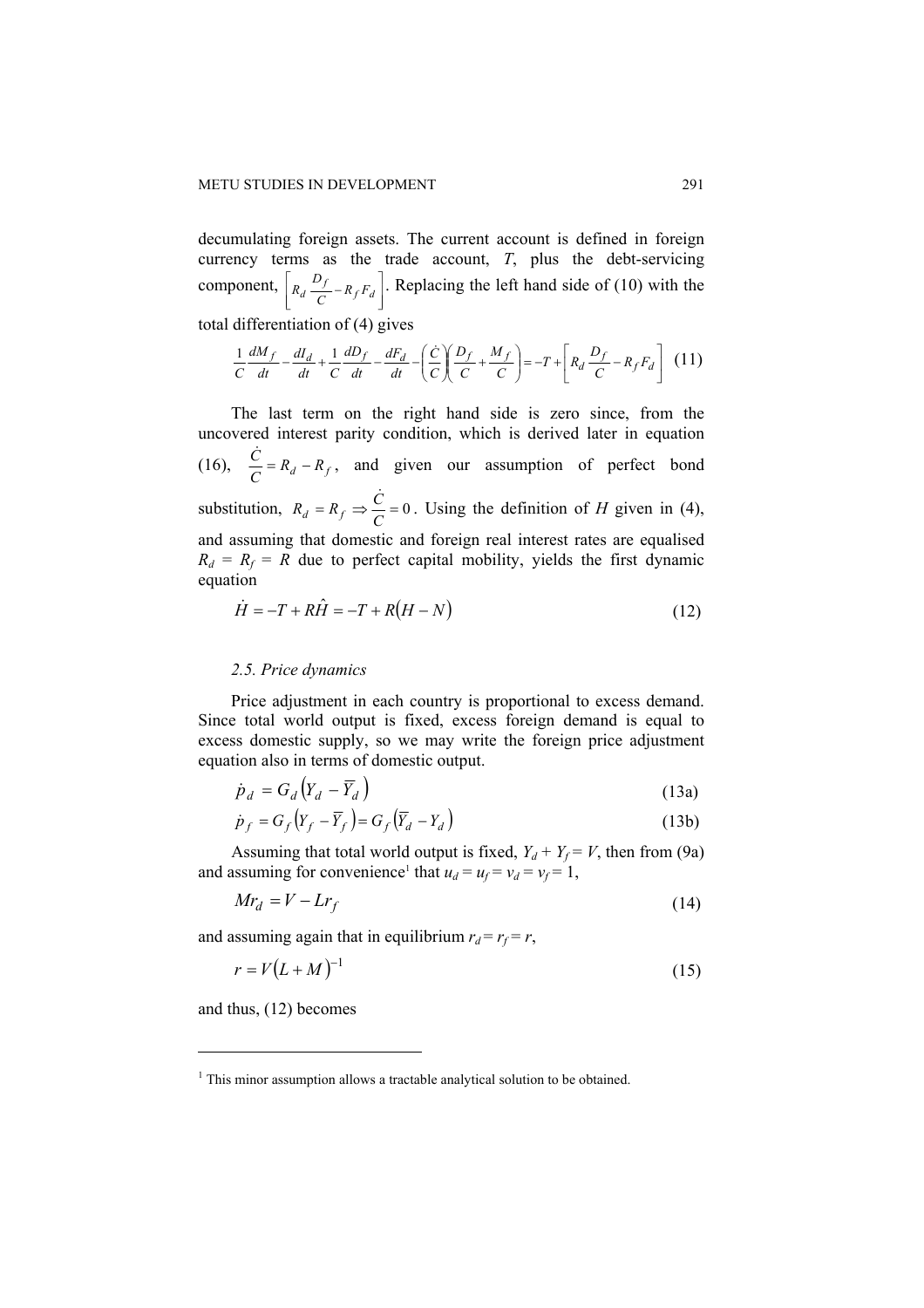decumulating foreign assets. The current account is defined in foreign currency terms as the trade account, $T$, plus the debt-servicing component, $\left[R_d \frac{D_f}{C} - R_f F_d\right]$. Replacing the left hand side of (10) with the total differentiation of (4) gives

$$\frac{1}{C}\frac{dM_f}{dt} - \frac{dI_d}{dt} + \frac{1}{C}\frac{dD_f}{dt} - \frac{dF_d}{dt} - \left(\frac{\dot{C}}{C}\right)\left(\frac{D_f}{C} + \frac{M_f}{C}\right) = -T + \left[R_d \frac{D_f}{C} - R_f F_d\right] \quad (11)$$

The last term on the right hand side is zero since, from the uncovered interest parity condition, which is derived later in equation (16), $\frac{\dot{C}}{C} = R_d - R_f$, and given our assumption of perfect bond substitution, $R_d = R_f \Rightarrow \frac{\dot{C}}{C} = 0$. Using the definition of $H$ given in (4), and assuming that domestic and foreign real interest rates are equalised $R_d = R_f = R$ due to perfect capital mobility, yields the first dynamic equation

$$\dot{H} = -T + R\hat{H} = -T + R(H - N) \quad (12)$$

### *2.5. Price dynamics*

Price adjustment in each country is proportional to excess demand. Since total world output is fixed, excess foreign demand is equal to excess domestic supply, so we may write the foreign price adjustment equation also in terms of domestic output.

$$\dot{p}_d = G_d\left(Y_d - \overline{Y}_d\right) \quad (13a)$$

$$\dot{p}_f = G_f\left(Y_f - \overline{Y}_f\right) = G_f\left(\overline{Y}_d - Y_d\right) \quad (13b)$$

Assuming that total world output is fixed, $Y_d + Y_f = V$, then from (9a) and assuming for convenience[1] that $u_d = u_f = v_d = v_f = 1$,

$$Mr_d = V - Lr_f \quad (14)$$

and assuming again that in equilibrium $r_d = r_f = r$,

$$r = V(L + M)^{-1} \quad (15)$$

and thus, (12) becomes

---

[1] This minor assumption allows a tractable analytical solution to be obtained.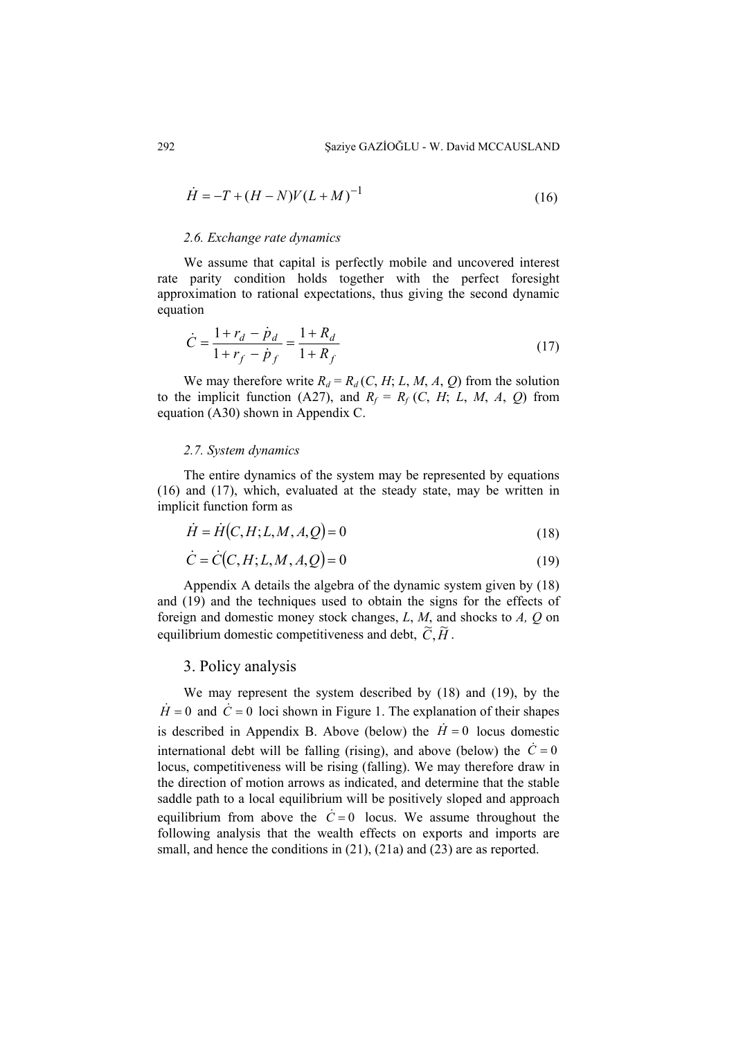$$\dot{H} = -T + (H - N)V(L + M)^{-1} \tag{16}$$

### 2.6. Exchange rate dynamics

We assume that capital is perfectly mobile and uncovered interest rate parity condition holds together with the perfect foresight approximation to rational expectations, thus giving the second dynamic equation

$$\dot{C} = \frac{1 + r_d - \dot{p}_d}{1 + r_f - \dot{p}_f} = \frac{1 + R_d}{1 + R_f} \tag{17}$$

We may therefore write $R_d = R_d\,(C, H; L, M, A, Q)$ from the solution to the implicit function (A27), and $R_f = R_f\,(C, H; L, M, A, Q)$ from equation (A30) shown in Appendix C.

### 2.7. System dynamics

The entire dynamics of the system may be represented by equations (16) and (17), which, evaluated at the steady state, may be written in implicit function form as

$$\dot{H} = \dot{H}(C, H; L, M, A, Q) = 0 \tag{18}$$

$$\dot{C} = \dot{C}(C, H; L, M, A, Q) = 0 \tag{19}$$

Appendix A details the algebra of the dynamic system given by (18) and (19) and the techniques used to obtain the signs for the effects of foreign and domestic money stock changes, $L$, $M$, and shocks to $A$, $Q$ on equilibrium domestic competitiveness and debt, $\widetilde{C}, \widetilde{H}$.

## 3. Policy analysis

We may represent the system described by (18) and (19), by the $\dot{H} = 0$ and $\dot{C} = 0$ loci shown in Figure 1. The explanation of their shapes is described in Appendix B. Above (below) the $\dot{H} = 0$ locus domestic international debt will be falling (rising), and above (below) the $\dot{C} = 0$ locus, competitiveness will be rising (falling). We may therefore draw in the direction of motion arrows as indicated, and determine that the stable saddle path to a local equilibrium will be positively sloped and approach equilibrium from above the $\dot{C} = 0$ locus. We assume throughout the following analysis that the wealth effects on exports and imports are small, and hence the conditions in (21), (21a) and (23) are as reported.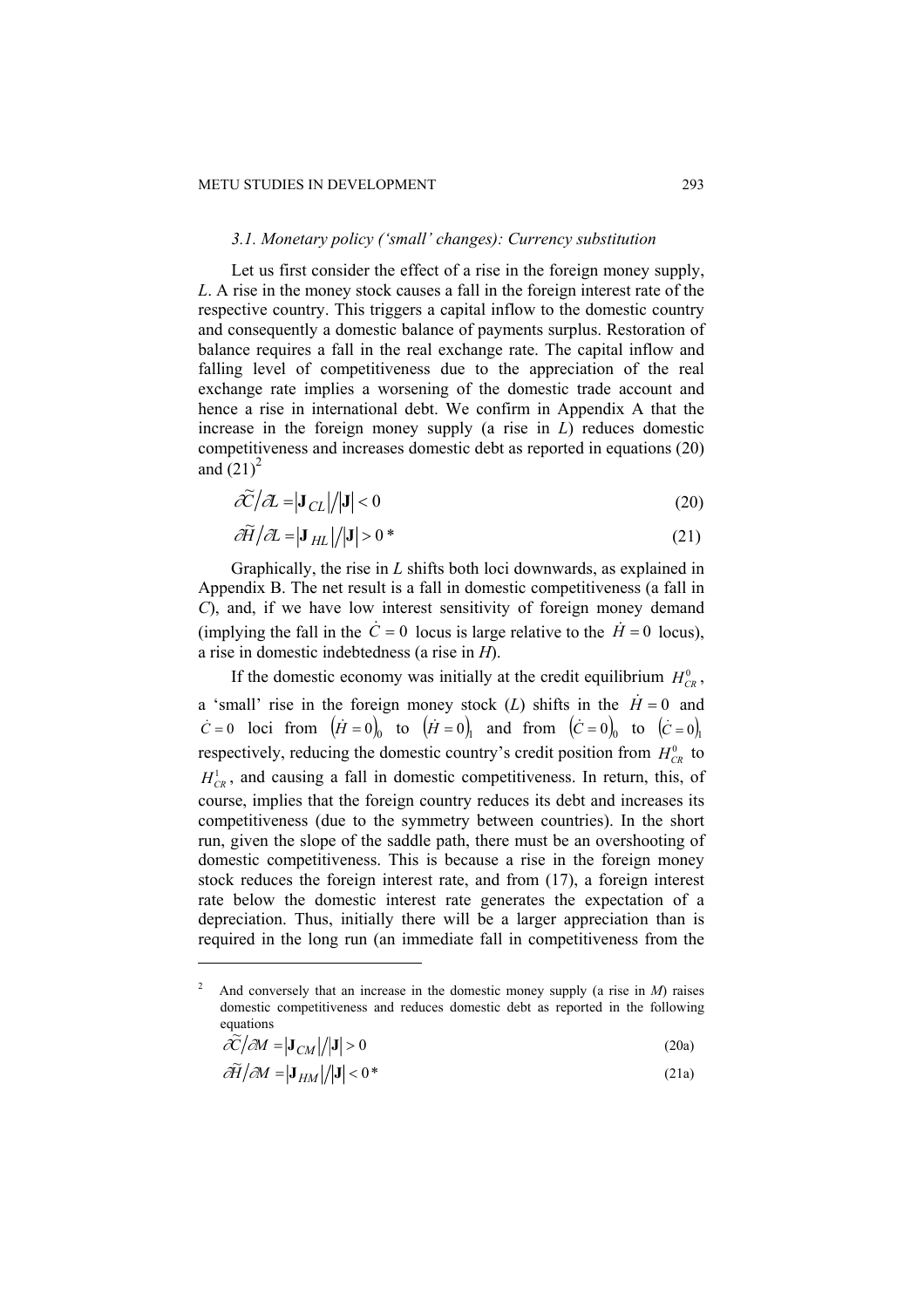### 3.1. Monetary policy ('small' changes): Currency substitution

Let us first consider the effect of a rise in the foreign money supply, $L$. A rise in the money stock causes a fall in the foreign interest rate of the respective country. This triggers a capital inflow to the domestic country and consequently a domestic balance of payments surplus. Restoration of balance requires a fall in the real exchange rate. The capital inflow and falling level of competitiveness due to the appreciation of the real exchange rate implies a worsening of the domestic trade account and hence a rise in international debt. We confirm in Appendix A that the increase in the foreign money supply (a rise in $L$) reduces domestic competitiveness and increases domestic debt as reported in equations (20) and (21)[2]

$$\partial \widetilde{C} / \partial L = \left| \mathbf{J}_{CL} \right| / \left| \mathbf{J} \right| < 0 \tag{20}$$

$$\partial \widetilde{H} / \partial L = \left| \mathbf{J}_{HL} \right| / \left| \mathbf{J} \right| > 0\,* \tag{21}$$

Graphically, the rise in $L$ shifts both loci downwards, as explained in Appendix B. The net result is a fall in domestic competitiveness (a fall in $C$), and, if we have low interest sensitivity of foreign money demand (implying the fall in the $\dot{C} = 0$ locus is large relative to the $\dot{H} = 0$ locus), a rise in domestic indebtedness (a rise in $H$).

If the domestic economy was initially at the credit equilibrium $H_{CR}^{0}$, a 'small' rise in the foreign money stock ($L$) shifts in the $\dot{H} = 0$ and $\dot{C} = 0$ loci from $\left(\dot{H} = 0\right)_0$ to $\left(\dot{H} = 0\right)_1$ and from $\left(\dot{C} = 0\right)_0$ to $\left(\dot{C} = 0\right)_1$ respectively, reducing the domestic country's credit position from $H_{CR}^{0}$ to $H_{CR}^{1}$, and causing a fall in domestic competitiveness. In return, this, of course, implies that the foreign country reduces its debt and increases its competitiveness (due to the symmetry between countries). In the short run, given the slope of the saddle path, there must be an overshooting of domestic competitiveness. This is because a rise in the foreign money stock reduces the foreign interest rate, and from (17), a foreign interest rate below the domestic interest rate generates the expectation of a depreciation. Thus, initially there will be a larger appreciation than is required in the long run (an immediate fall in competitiveness from the

---

[2] And conversely that an increase in the domestic money supply (a rise in $M$) raises domestic competitiveness and reduces domestic debt as reported in the following equations

$$\partial \widetilde{C} / \partial M = \left| \mathbf{J}_{CM} \right| / \left| \mathbf{J} \right| > 0 \tag{20a}$$

$$\partial \widetilde{H} / \partial M = \left| \mathbf{J}_{HM} \right| / \left| \mathbf{J} \right| < 0\,* \tag{21a}$$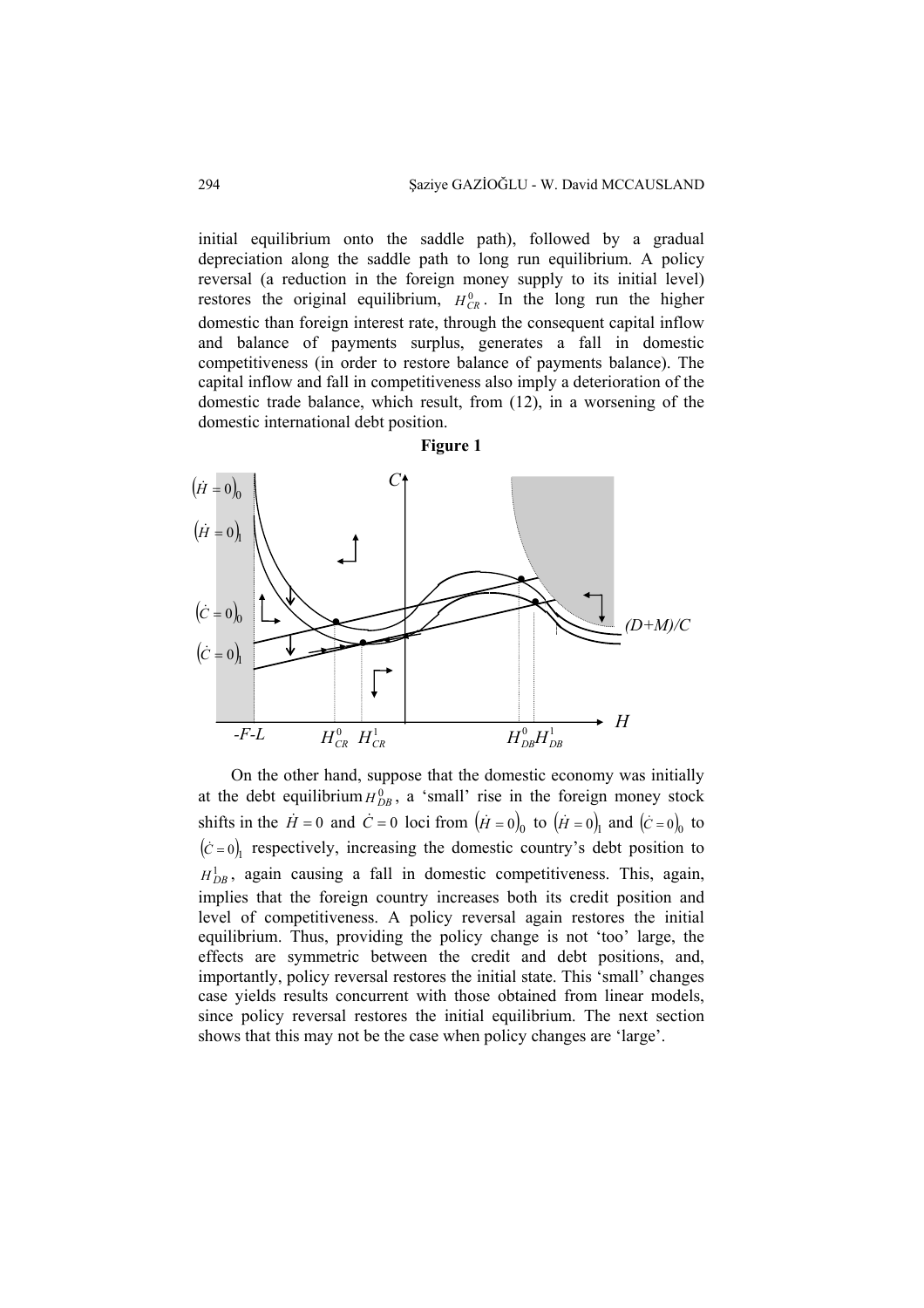initial equilibrium onto the saddle path), followed by a gradual depreciation along the saddle path to long run equilibrium. A policy reversal (a reduction in the foreign money supply to its initial level) restores the original equilibrium, $H_{CR}^{0}$. In the long run the higher domestic than foreign interest rate, through the consequent capital inflow and balance of payments surplus, generates a fall in domestic competitiveness (in order to restore balance of payments balance). The capital inflow and fall in competitiveness also imply a deterioration of the domestic trade balance, which result, from (12), in a worsening of the domestic international debt position.

**Figure 1**

On the other hand, suppose that the domestic economy was initially at the debt equilibrium $H_{DB}^{0}$, a 'small' rise in the foreign money stock shifts in the $\dot{H}=0$ and $\dot{C}=0$ loci from $\left(\dot{H}=0\right)_0$ to $\left(\dot{H}=0\right)_1$ and $\left(\dot{C}=0\right)_0$ to $\left(\dot{C}=0\right)_1$ respectively, increasing the domestic country's debt position to $H_{DB}^{1}$, again causing a fall in domestic competitiveness. This, again, implies that the foreign country increases both its credit position and level of competitiveness. A policy reversal again restores the initial equilibrium. Thus, providing the policy change is not 'too' large, the effects are symmetric between the credit and debt positions, and, importantly, policy reversal restores the initial state. This 'small' changes case yields results concurrent with those obtained from linear models, since policy reversal restores the initial equilibrium. The next section shows that this may not be the case when policy changes are 'large'.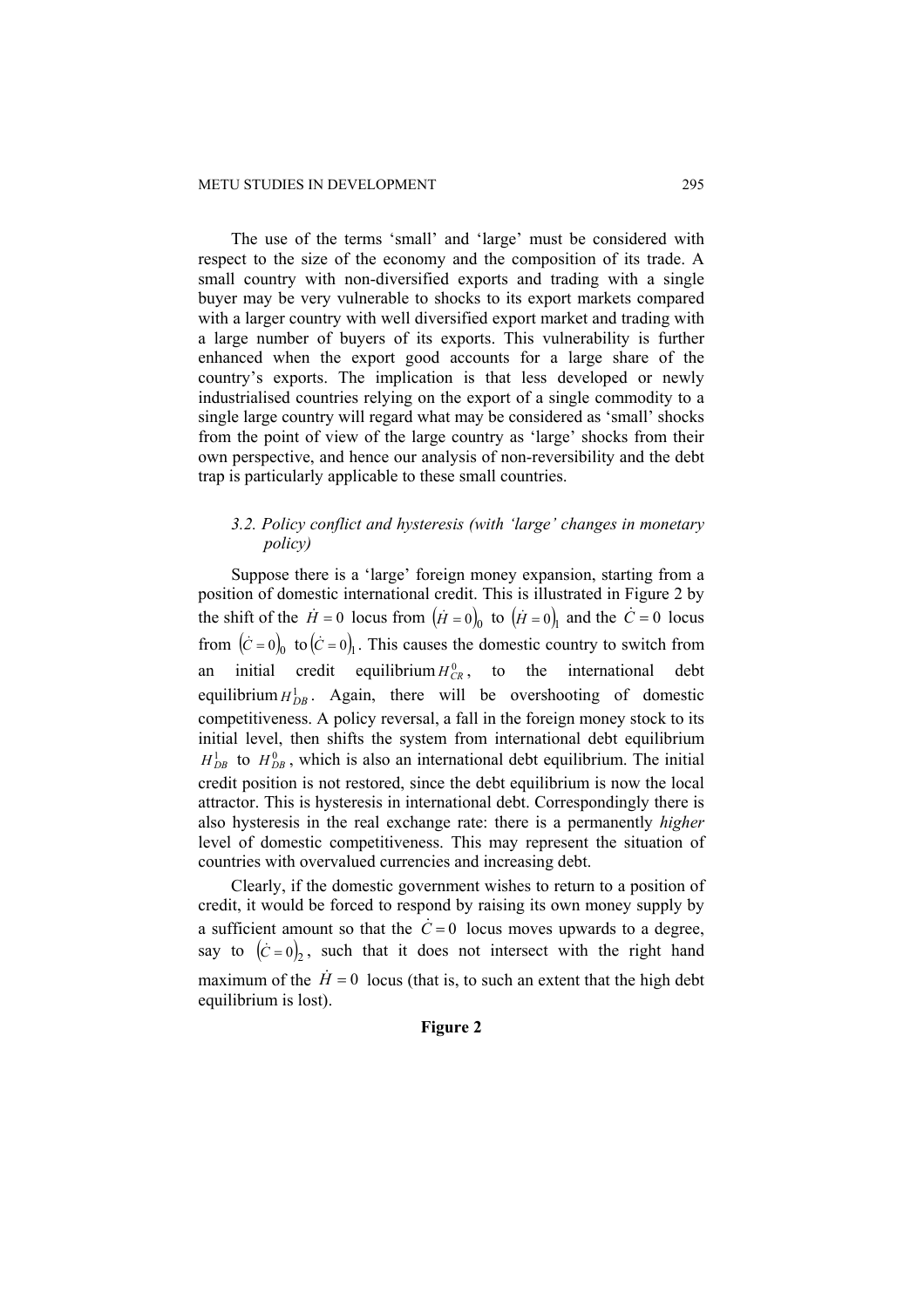The use of the terms 'small' and 'large' must be considered with respect to the size of the economy and the composition of its trade. A small country with non-diversified exports and trading with a single buyer may be very vulnerable to shocks to its export markets compared with a larger country with well diversified export market and trading with a large number of buyers of its exports. This vulnerability is further enhanced when the export good accounts for a large share of the country's exports. The implication is that less developed or newly industrialised countries relying on the export of a single commodity to a single large country will regard what may be considered as 'small' shocks from the point of view of the large country as 'large' shocks from their own perspective, and hence our analysis of non-reversibility and the debt trap is particularly applicable to these small countries.

### *3.2. Policy conflict and hysteresis (with 'large' changes in monetary policy)*

Suppose there is a 'large' foreign money expansion, starting from a position of domestic international credit. This is illustrated in Figure 2 by the shift of the $\dot{H} = 0$ locus from $(\dot{H} = 0)_0$ to $(\dot{H} = 0)_1$ and the $\dot{C} = 0$ locus from $(\dot{C} = 0)_0$ to $(\dot{C} = 0)_1$. This causes the domestic country to switch from an initial credit equilibrium $H^0_{CR}$, to the international debt equilibrium $H^1_{DB}$. Again, there will be overshooting of domestic competitiveness. A policy reversal, a fall in the foreign money stock to its initial level, then shifts the system from international debt equilibrium $H^1_{DB}$ to $H^0_{DB}$, which is also an international debt equilibrium. The initial credit position is not restored, since the debt equilibrium is now the local attractor. This is hysteresis in international debt. Correspondingly there is also hysteresis in the real exchange rate: there is a permanently *higher* level of domestic competitiveness. This may represent the situation of countries with overvalued currencies and increasing debt.

Clearly, if the domestic government wishes to return to a position of credit, it would be forced to respond by raising its own money supply by a sufficient amount so that the $\dot{C} = 0$ locus moves upwards to a degree, say to $(\dot{C} = 0)_2$, such that it does not intersect with the right hand maximum of the $\dot{H} = 0$ locus (that is, to such an extent that the high debt equilibrium is lost).

**Figure 2**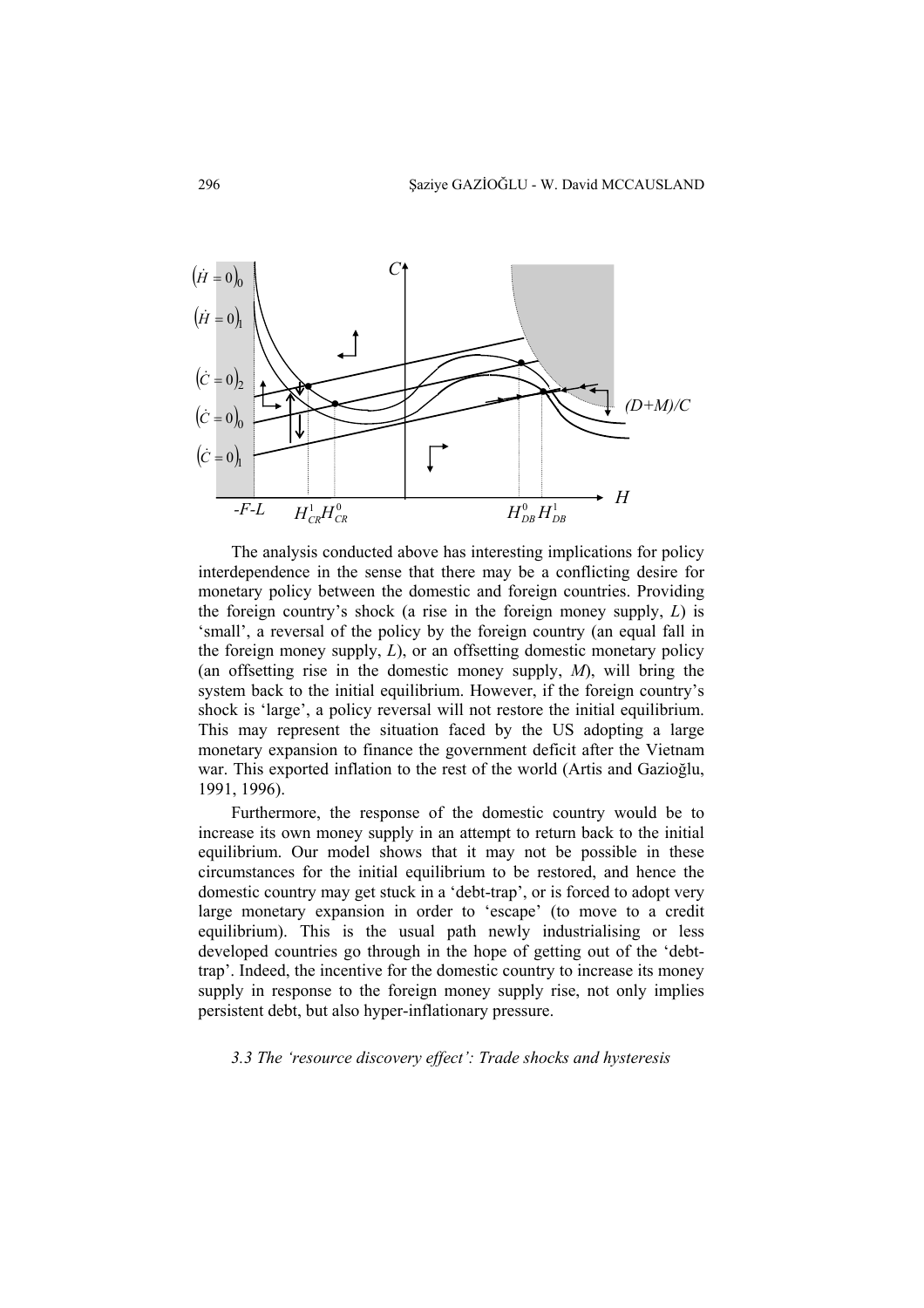The analysis conducted above has interesting implications for policy interdependence in the sense that there may be a conflicting desire for monetary policy between the domestic and foreign countries. Providing the foreign country's shock (a rise in the foreign money supply, $L$) is 'small', a reversal of the policy by the foreign country (an equal fall in the foreign money supply, $L$), or an offsetting domestic monetary policy (an offsetting rise in the domestic money supply, $M$), will bring the system back to the initial equilibrium. However, if the foreign country's shock is 'large', a policy reversal will not restore the initial equilibrium. This may represent the situation faced by the US adopting a large monetary expansion to finance the government deficit after the Vietnam war. This exported inflation to the rest of the world (Artis and Gazioğlu, 1991, 1996).

Furthermore, the response of the domestic country would be to increase its own money supply in an attempt to return back to the initial equilibrium. Our model shows that it may not be possible in these circumstances for the initial equilibrium to be restored, and hence the domestic country may get stuck in a 'debt-trap', or is forced to adopt very large monetary expansion in order to 'escape' (to move to a credit equilibrium). This is the usual path newly industrialising or less developed countries go through in the hope of getting out of the 'debt-trap'. Indeed, the incentive for the domestic country to increase its money supply in response to the foreign money supply rise, not only implies persistent debt, but also hyper-inflationary pressure.

### *3.3 The 'resource discovery effect': Trade shocks and hysteresis*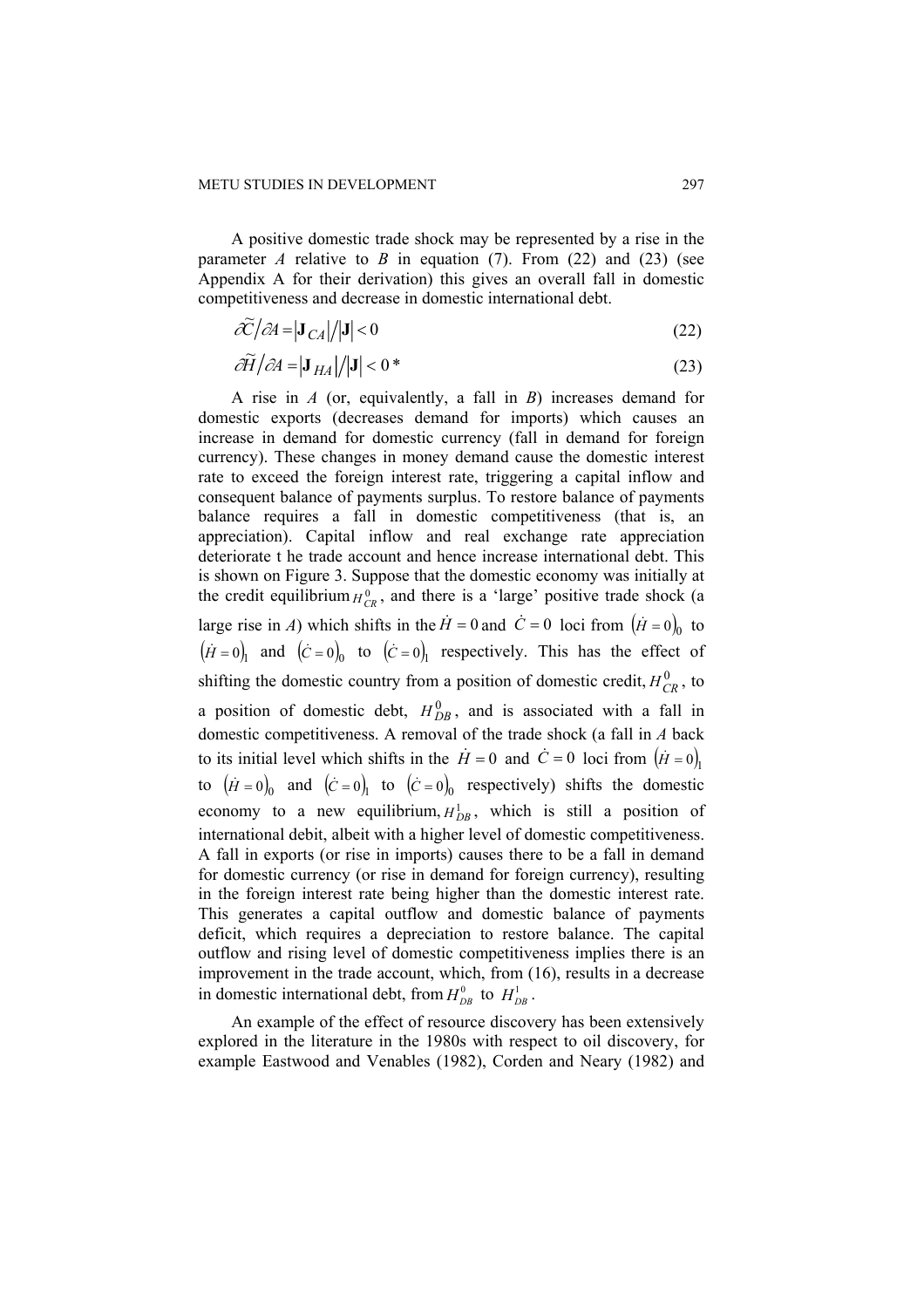A positive domestic trade shock may be represented by a rise in the parameter $A$ relative to $B$ in equation (7). From (22) and (23) (see Appendix A for their derivation) this gives an overall fall in domestic competitiveness and decrease in domestic international debt.

$$\partial\widetilde{C}/\partial A = |\mathbf{J}_{CA}|/|\mathbf{J}| < 0 \tag{22}$$

$$\partial\widetilde{H}/\partial A = |\mathbf{J}_{HA}|/|\mathbf{J}| < 0* \tag{23}$$

A rise in $A$ (or, equivalently, a fall in $B$) increases demand for domestic exports (decreases demand for imports) which causes an increase in demand for domestic currency (fall in demand for foreign currency). These changes in money demand cause the domestic interest rate to exceed the foreign interest rate, triggering a capital inflow and consequent balance of payments surplus. To restore balance of payments balance requires a fall in domestic competitiveness (that is, an appreciation). Capital inflow and real exchange rate appreciation deteriorate t he trade account and hence increase international debt. This is shown on Figure 3. Suppose that the domestic economy was initially at the credit equilibrium $H^0_{CR}$, and there is a 'large' positive trade shock (a large rise in $A$) which shifts in the $\dot{H}=0$ and $\dot{C}=0$ loci from $(\dot{H}=0)_0$ to $(\dot{H}=0)_1$ and $(\dot{C}=0)_0$ to $(\dot{C}=0)_1$ respectively. This has the effect of shifting the domestic country from a position of domestic credit, $H^0_{CR}$, to a position of domestic debt, $H^0_{DB}$, and is associated with a fall in domestic competitiveness. A removal of the trade shock (a fall in $A$ back to its initial level which shifts in the $\dot{H}=0$ and $\dot{C}=0$ loci from $(\dot{H}=0)_1$ to $(\dot{H}=0)_0$ and $(\dot{C}=0)_1$ to $(\dot{C}=0)_0$ respectively) shifts the domestic economy to a new equilibrium, $H^1_{DB}$, which is still a position of international debit, albeit with a higher level of domestic competitiveness. A fall in exports (or rise in imports) causes there to be a fall in demand for domestic currency (or rise in demand for foreign currency), resulting in the foreign interest rate being higher than the domestic interest rate. This generates a capital outflow and domestic balance of payments deficit, which requires a depreciation to restore balance. The capital outflow and rising level of domestic competitiveness implies there is an improvement in the trade account, which, from (16), results in a decrease in domestic international debt, from $H^0_{DB}$ to $H^1_{DB}$.

An example of the effect of resource discovery has been extensively explored in the literature in the 1980s with respect to oil discovery, for example Eastwood and Venables (1982), Corden and Neary (1982) and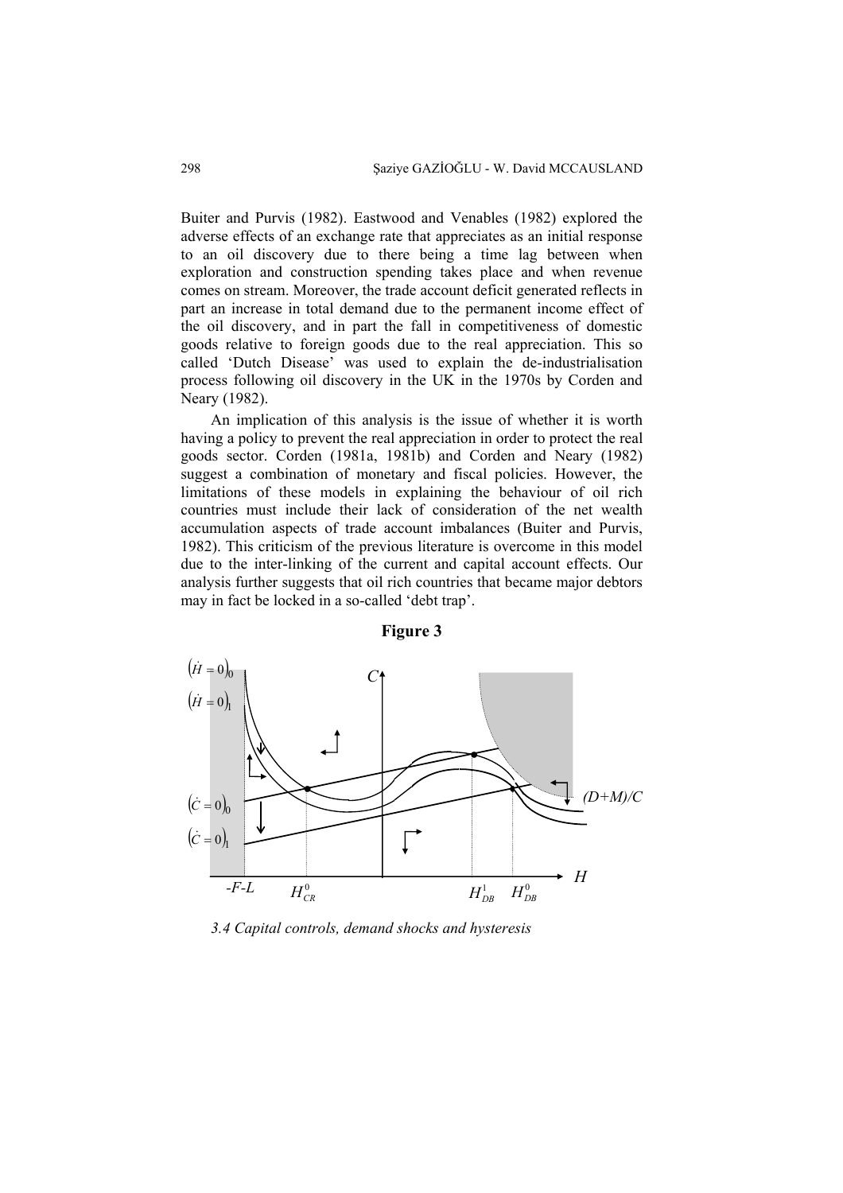Buiter and Purvis (1982). Eastwood and Venables (1982) explored the adverse effects of an exchange rate that appreciates as an initial response to an oil discovery due to there being a time lag between when exploration and construction spending takes place and when revenue comes on stream. Moreover, the trade account deficit generated reflects in part an increase in total demand due to the permanent income effect of the oil discovery, and in part the fall in competitiveness of domestic goods relative to foreign goods due to the real appreciation. This so called 'Dutch Disease' was used to explain the de-industrialisation process following oil discovery in the UK in the 1970s by Corden and Neary (1982).

An implication of this analysis is the issue of whether it is worth having a policy to prevent the real appreciation in order to protect the real goods sector. Corden (1981a, 1981b) and Corden and Neary (1982) suggest a combination of monetary and fiscal policies. However, the limitations of these models in explaining the behaviour of oil rich countries must include their lack of consideration of the net wealth accumulation aspects of trade account imbalances (Buiter and Purvis, 1982). This criticism of the previous literature is overcome in this model due to the inter-linking of the current and capital account effects. Our analysis further suggests that oil rich countries that became major debtors may in fact be locked in a so-called 'debt trap'.

**Figure 3**

$(\dot{H}=0)_0$, $(\dot{H}=0)_1$, $(\dot{C}=0)_0$, $(\dot{C}=0)_1$, $C$, $H$, $(D+M)/C$, $-F\text{-}L$, $H^0_{CR}$, $H^1_{DB}$, $H^0_{DB}$

### *3.4 Capital controls, demand shocks and hysteresis*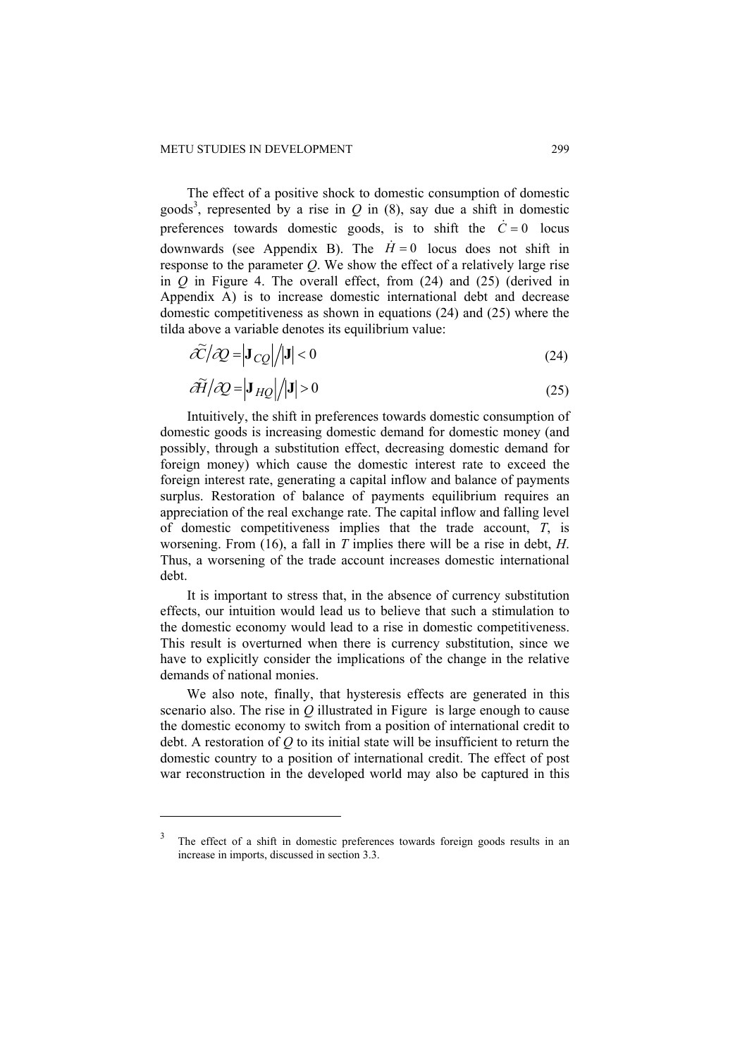The effect of a positive shock to domestic consumption of domestic goods[3], represented by a rise in $Q$ in (8), say due a shift in domestic preferences towards domestic goods, is to shift the $\dot{C}=0$ locus downwards (see Appendix B). The $\dot{H}=0$ locus does not shift in response to the parameter $Q$. We show the effect of a relatively large rise in $Q$ in Figure 4. The overall effect, from (24) and (25) (derived in Appendix A) is to increase domestic international debt and decrease domestic competitiveness as shown in equations (24) and (25) where the tilda above a variable denotes its equilibrium value:

$$\partial\tilde{C}/\partial Q = \left|\mathbf{J}_{CQ}\right| / \left|\mathbf{J}\right| < 0 \tag{24}$$

$$\partial\tilde{H}/\partial Q = \left|\mathbf{J}_{HQ}\right| / \left|\mathbf{J}\right| > 0 \tag{25}$$

Intuitively, the shift in preferences towards domestic consumption of domestic goods is increasing domestic demand for domestic money (and possibly, through a substitution effect, decreasing domestic demand for foreign money) which cause the domestic interest rate to exceed the foreign interest rate, generating a capital inflow and balance of payments surplus. Restoration of balance of payments equilibrium requires an appreciation of the real exchange rate. The capital inflow and falling level of domestic competitiveness implies that the trade account, $T$, is worsening. From (16), a fall in $T$ implies there will be a rise in debt, $H$. Thus, a worsening of the trade account increases domestic international debt.

It is important to stress that, in the absence of currency substitution effects, our intuition would lead us to believe that such a stimulation to the domestic economy would lead to a rise in domestic competitiveness. This result is overturned when there is currency substitution, since we have to explicitly consider the implications of the change in the relative demands of national monies.

We also note, finally, that hysteresis effects are generated in this scenario also. The rise in $Q$ illustrated in Figure  is large enough to cause the domestic economy to switch from a position of international credit to debt. A restoration of $Q$ to its initial state will be insufficient to return the domestic country to a position of international credit. The effect of post war reconstruction in the developed world may also be captured in this

[3] The effect of a shift in domestic preferences towards foreign goods results in an increase in imports, discussed in section 3.3.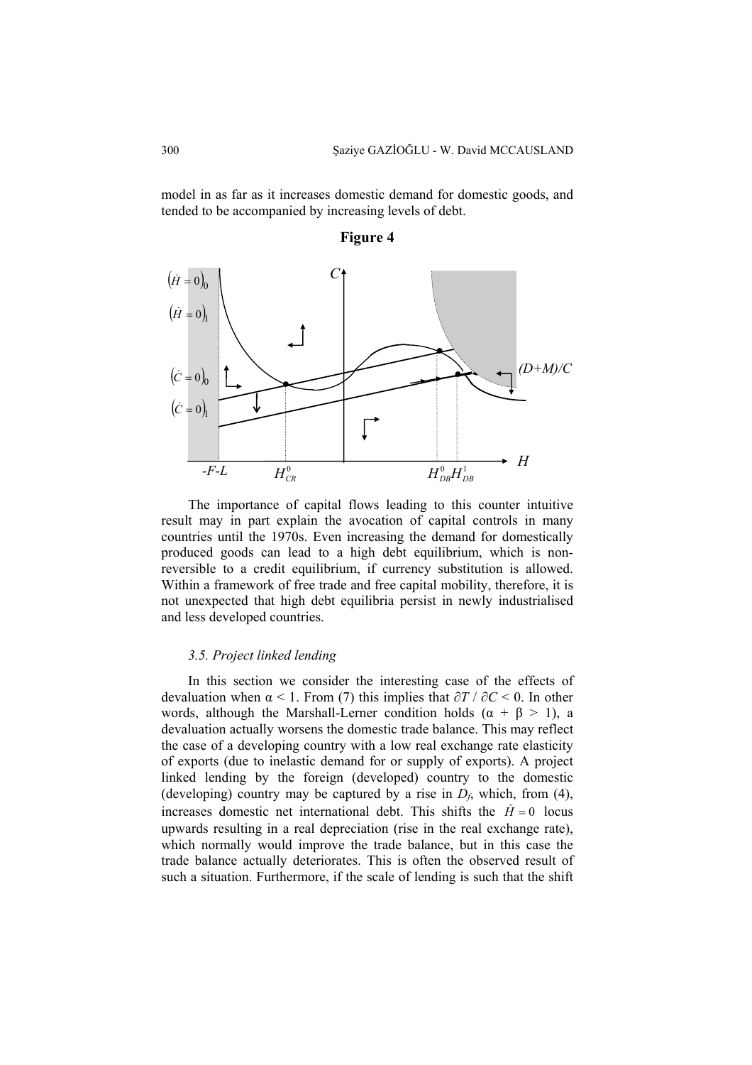model in as far as it increases domestic demand for domestic goods, and tended to be accompanied by increasing levels of debt.

**Figure 4**

The importance of capital flows leading to this counter intuitive result may in part explain the avocation of capital controls in many countries until the 1970s. Even increasing the demand for domestically produced goods can lead to a high debt equilibrium, which is non-reversible to a credit equilibrium, if currency substitution is allowed. Within a framework of free trade and free capital mobility, therefore, it is not unexpected that high debt equilibria persist in newly industrialised and less developed countries.

### *3.5. Project linked lending*

In this section we consider the interesting case of the effects of devaluation when $\alpha < 1$. From (7) this implies that $\partial T / \partial C < 0$. In other words, although the Marshall-Lerner condition holds ($\alpha + \beta > 1$), a devaluation actually worsens the domestic trade balance. This may reflect the case of a developing country with a low real exchange rate elasticity of exports (due to inelastic demand for or supply of exports). A project linked lending by the foreign (developed) country to the domestic (developing) country may be captured by a rise in $D_f$, which, from (4), increases domestic net international debt. This shifts the $\dot{H} = 0$ locus upwards resulting in a real depreciation (rise in the real exchange rate), which normally would improve the trade balance, but in this case the trade balance actually deteriorates. This is often the observed result of such a situation. Furthermore, if the scale of lending is such that the shift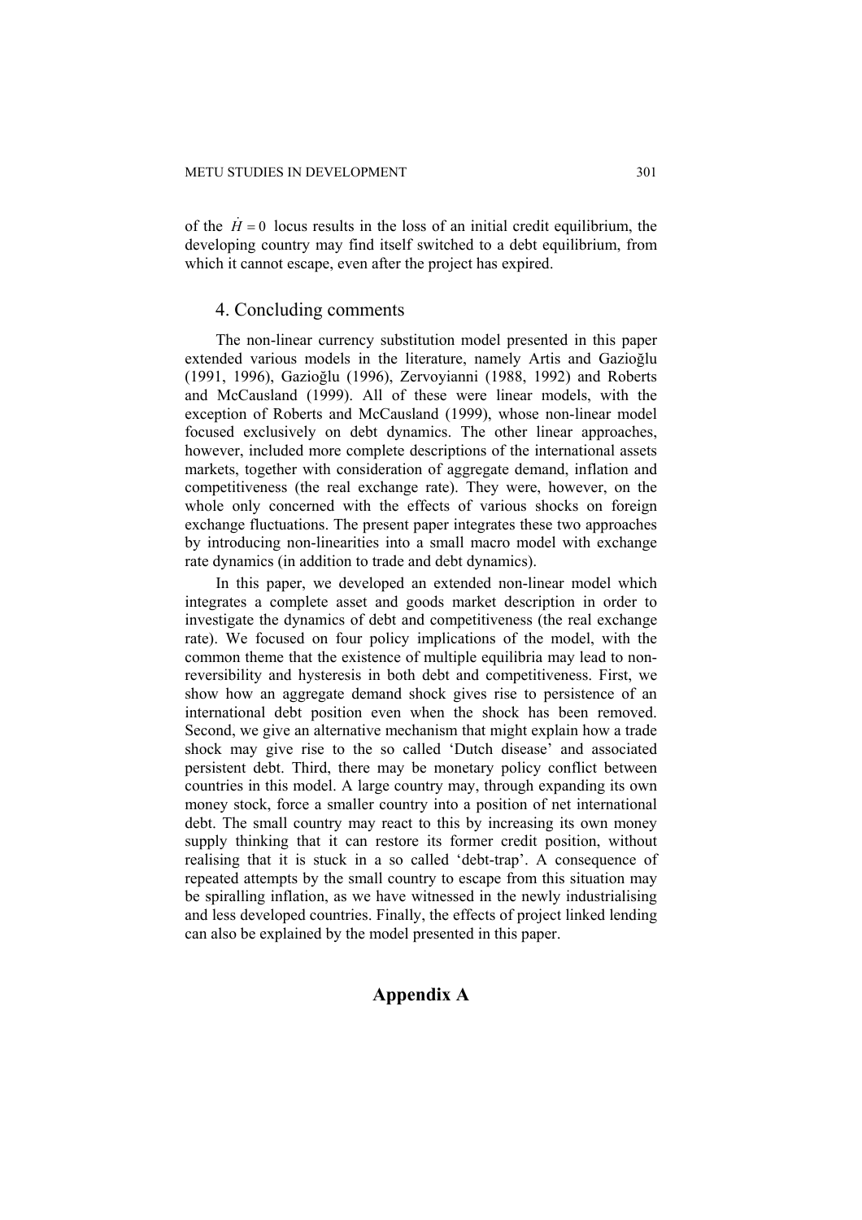of the $\dot{H} = 0$ locus results in the loss of an initial credit equilibrium, the developing country may find itself switched to a debt equilibrium, from which it cannot escape, even after the project has expired.

## 4. Concluding comments

The non-linear currency substitution model presented in this paper extended various models in the literature, namely Artis and Gazioğlu (1991, 1996), Gazioğlu (1996), Zervoyianni (1988, 1992) and Roberts and McCausland (1999). All of these were linear models, with the exception of Roberts and McCausland (1999), whose non-linear model focused exclusively on debt dynamics. The other linear approaches, however, included more complete descriptions of the international assets markets, together with consideration of aggregate demand, inflation and competitiveness (the real exchange rate). They were, however, on the whole only concerned with the effects of various shocks on foreign exchange fluctuations. The present paper integrates these two approaches by introducing non-linearities into a small macro model with exchange rate dynamics (in addition to trade and debt dynamics).

In this paper, we developed an extended non-linear model which integrates a complete asset and goods market description in order to investigate the dynamics of debt and competitiveness (the real exchange rate). We focused on four policy implications of the model, with the common theme that the existence of multiple equilibria may lead to non-reversibility and hysteresis in both debt and competitiveness. First, we show how an aggregate demand shock gives rise to persistence of an international debt position even when the shock has been removed. Second, we give an alternative mechanism that might explain how a trade shock may give rise to the so called 'Dutch disease' and associated persistent debt. Third, there may be monetary policy conflict between countries in this model. A large country may, through expanding its own money stock, force a smaller country into a position of net international debt. The small country may react to this by increasing its own money supply thinking that it can restore its former credit position, without realising that it is stuck in a so called 'debt-trap'. A consequence of repeated attempts by the small country to escape from this situation may be spiralling inflation, as we have witnessed in the newly industrialising and less developed countries. Finally, the effects of project linked lending can also be explained by the model presented in this paper.

## Appendix A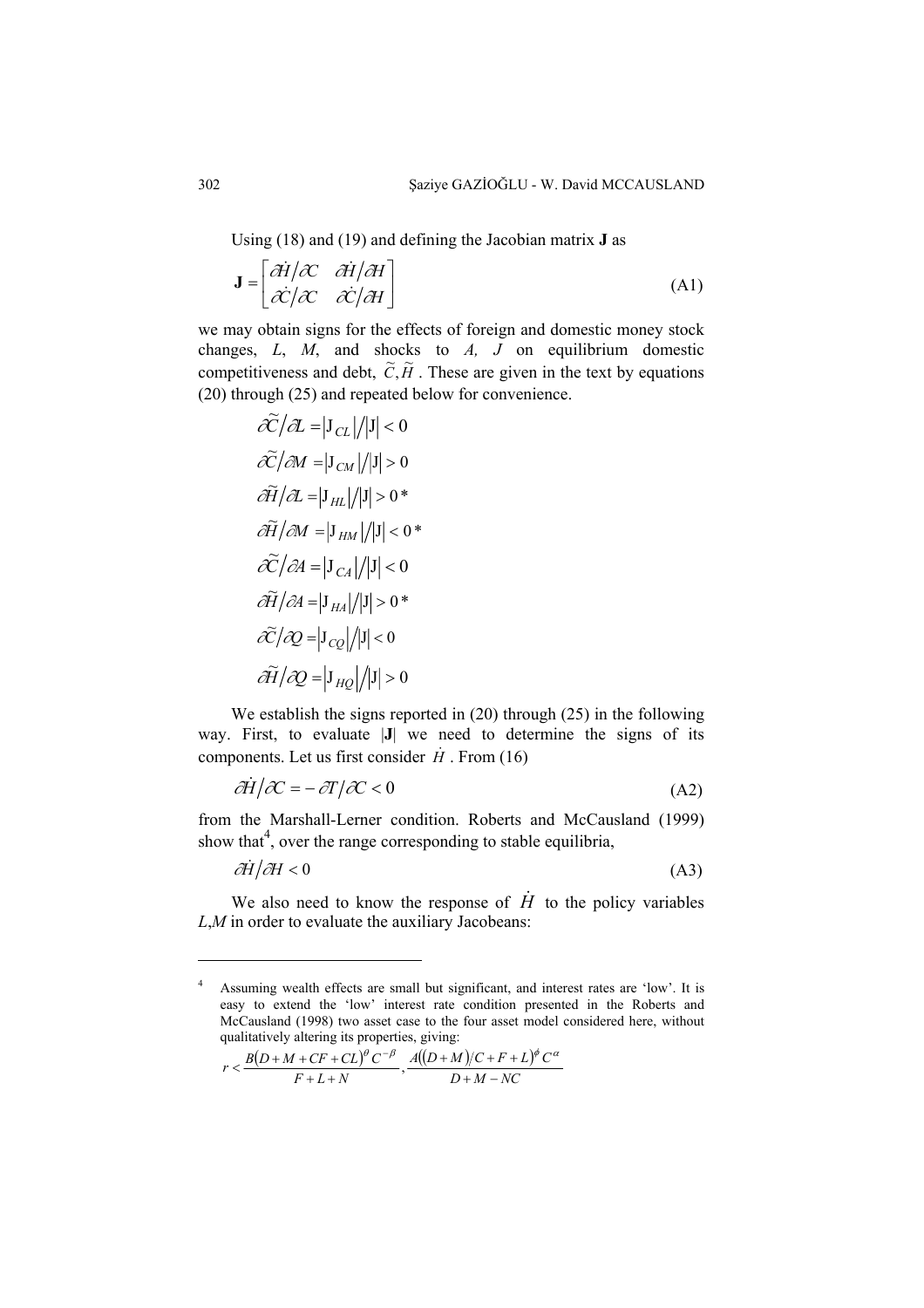Using (18) and (19) and defining the Jacobian matrix **J** as

$$\mathbf{J} = \begin{bmatrix} \partial \dot{H}/\partial C & \partial \dot{H}/\partial H \\ \partial \dot{C}/\partial C & \partial \dot{C}/\partial H \end{bmatrix} \tag{A1}$$

we may obtain signs for the effects of foreign and domestic money stock changes, *L*, *M*, and shocks to *A, J* on equilibrium domestic competitiveness and debt, $\tilde{C}, \tilde{H}$. These are given in the text by equations (20) through (25) and repeated below for convenience.

$$\partial \tilde{C}/\partial L = |\mathrm{J}_{CL}|/|\mathrm{J}| < 0$$

$$\partial \tilde{C}/\partial M = |\mathrm{J}_{CM}|/|\mathrm{J}| > 0$$

$$\partial \tilde{H}/\partial L = |\mathrm{J}_{HL}|/|\mathrm{J}| > 0*$$

$$\partial \tilde{H}/\partial M = |\mathrm{J}_{HM}|/|\mathrm{J}| < 0*$$

$$\partial \tilde{C}/\partial A = |\mathrm{J}_{CA}|/|\mathrm{J}| < 0$$

$$\partial \tilde{H}/\partial A = |\mathrm{J}_{HA}|/|\mathrm{J}| > 0*$$

$$\partial \tilde{C}/\partial Q = |\mathrm{J}_{CQ}|/|\mathrm{J}| < 0$$

$$\partial \tilde{H}/\partial Q = |\mathrm{J}_{HQ}|/|\mathrm{J}| > 0$$

We establish the signs reported in (20) through (25) in the following way. First, to evaluate |**J**| we need to determine the signs of its components. Let us first consider $\dot{H}$. From (16)

$$\partial \dot{H}/\partial C = -\partial T/\partial C < 0 \tag{A2}$$

from the Marshall-Lerner condition. Roberts and McCausland (1999) show that[4], over the range corresponding to stable equilibria,

$$\partial \dot{H}/\partial H < 0 \tag{A3}$$

We also need to know the response of $\dot{H}$ to the policy variables *L*,*M* in order to evaluate the auxiliary Jacobeans:

---

[4] Assuming wealth effects are small but significant, and interest rates are 'low'. It is easy to extend the 'low' interest rate condition presented in the Roberts and McCausland (1998) two asset case to the four asset model considered here, without qualitatively altering its properties, giving:

$$r < \frac{B(D+M+CF+CL)^{\beta} C^{-\beta}}{F+L+N}, \frac{A((D+M)/C+F+L)^{\phi} C^{\alpha}}{D+M-NC}$$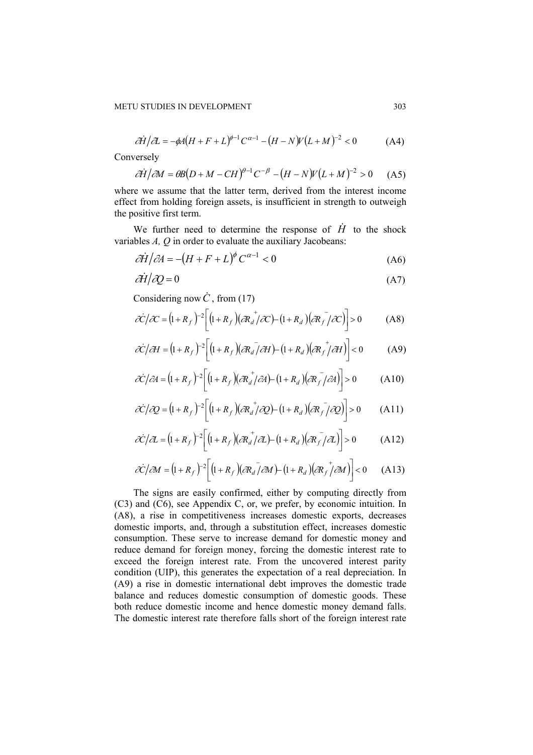$$\partial \dot{H} / \partial L = -\phi A (H + F + L)^{\phi - 1} C^{\alpha - 1} - (H - N) V (L + M)^{-2} < 0 \qquad \text{(A4)}$$

Conversely

$$\partial \dot{H} / \partial M = \theta B (D + M - CH)^{\theta - 1} C^{-\beta} - (H - N) V (L + M)^{-2} > 0 \qquad \text{(A5)}$$

where we assume that the latter term, derived from the interest income effect from holding foreign assets, is insufficient in strength to outweigh the positive first term.

We further need to determine the response of $\dot{H}$ to the shock variables *A, Q* in order to evaluate the auxiliary Jacobeans:

$$\partial \dot{H} / \partial A = -(H + F + L)^{\phi} C^{\alpha - 1} < 0 \qquad \text{(A6)}$$

$$\partial \dot{H} / \partial Q = 0 \qquad \text{(A7)}$$

Considering now $\dot{C}$, from (17)

$$\partial \dot{C} / \partial C = \left(1 + R_f\right)^{-2} \left[ \left(1 + R_f\right) \left(\partial \overset{+}{R_d} / \partial C\right) - \left(1 + R_d\right) \left(\partial \overset{-}{R_f} / \partial C\right) \right] > 0 \qquad \text{(A8)}$$

$$\partial \dot{C} / \partial H = \left(1 + R_f\right)^{-2} \left[ \left(1 + R_f\right) \left(\partial \overset{-}{R_d} / \partial H\right) - \left(1 + R_d\right) \left(\partial \overset{+}{R_f} / \partial H\right) \right] < 0 \qquad \text{(A9)}$$

$$\partial \dot{C} / \partial A = \left(1 + R_f\right)^{-2} \left[ \left(1 + R_f\right) \left(\partial \overset{+}{R_d} / \partial A\right) - \left(1 + R_d\right) \left(\partial \overset{-}{R_f} / \partial A\right) \right] > 0 \qquad \text{(A10)}$$

$$\partial \dot{C} / \partial Q = \left(1 + R_f\right)^{-2} \left[ \left(1 + R_f\right) \left(\partial \overset{+}{R_d} / \partial Q\right) - \left(1 + R_d\right) \left(\partial \overset{-}{R_f} / \partial Q\right) \right] > 0 \qquad \text{(A11)}$$

$$\partial \dot{C} / \partial L = \left(1 + R_f\right)^{-2} \left[ \left(1 + R_f\right) \left(\partial \overset{+}{R_d} / \partial L\right) - \left(1 + R_d\right) \left(\partial \overset{-}{R_f} / \partial L\right) \right] > 0 \qquad \text{(A12)}$$

$$\partial \dot{C} / \partial M = \left(1 + R_f\right)^{-2} \left[ \left(1 + R_f\right) \left(\partial \overset{-}{R_d} / \partial M\right) - \left(1 + R_d\right) \left(\partial \overset{+}{R_f} / \partial M\right) \right] < 0 \qquad \text{(A13)}$$

The signs are easily confirmed, either by computing directly from (C3) and (C6), see Appendix C, or, we prefer, by economic intuition. In (A8), a rise in competitiveness increases domestic exports, decreases domestic imports, and, through a substitution effect, increases domestic consumption. These serve to increase demand for domestic money and reduce demand for foreign money, forcing the domestic interest rate to exceed the foreign interest rate. From the uncovered interest parity condition (UIP), this generates the expectation of a real depreciation. In (A9) a rise in domestic international debt improves the domestic trade balance and reduces domestic consumption of domestic goods. These both reduce domestic income and hence domestic money demand falls. The domestic interest rate therefore falls short of the foreign interest rate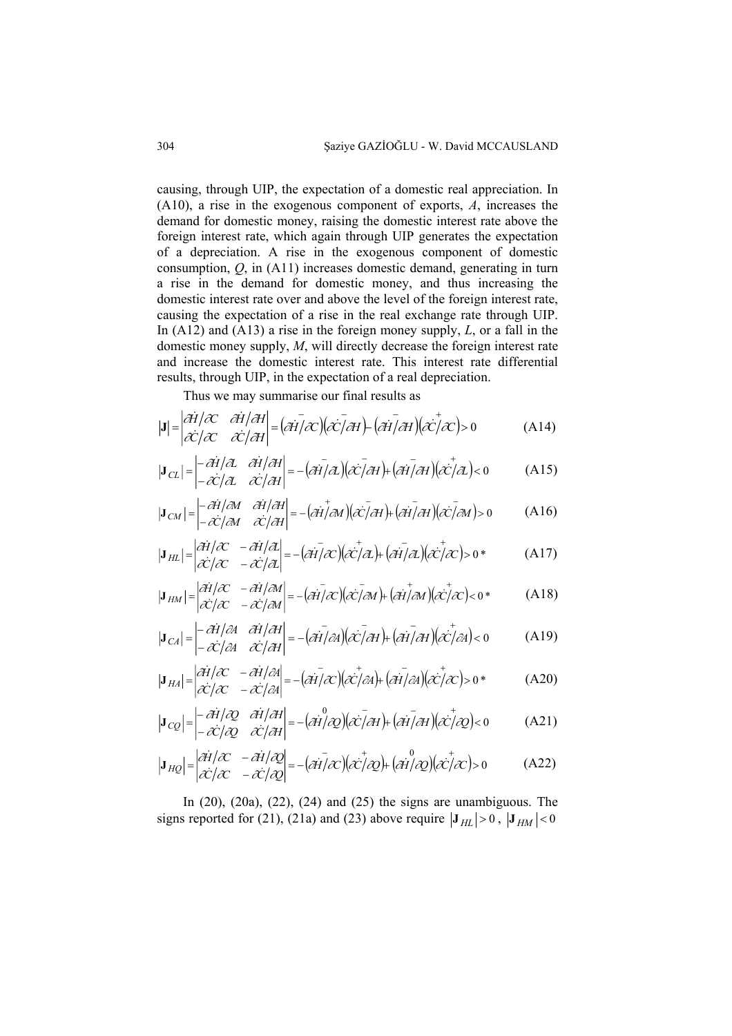causing, through UIP, the expectation of a domestic real appreciation. In (A10), a rise in the exogenous component of exports, $A$, increases the demand for domestic money, raising the domestic interest rate above the foreign interest rate, which again through UIP generates the expectation of a depreciation. A rise in the exogenous component of domestic consumption, $Q$, in (A11) increases domestic demand, generating in turn a rise in the demand for domestic money, and thus increasing the domestic interest rate over and above the level of the foreign interest rate, causing the expectation of a rise in the real exchange rate through UIP. In (A12) and (A13) a rise in the foreign money supply, $L$, or a fall in the domestic money supply, $M$, will directly decrease the foreign interest rate and increase the domestic interest rate. This interest rate differential results, through UIP, in the expectation of a real depreciation.

Thus we may summarise our final results as

$$|\mathbf{J}| = \begin{vmatrix} \partial\dot{H}/\partial C & \partial\dot{H}/\partial H \\ \partial\dot{C}/\partial C & \partial\dot{C}/\partial H \end{vmatrix} = \overset{-}{\left(\partial\dot{H}/\partial C\right)}\overset{-}{\left(\partial\dot{C}/\partial H\right)} - \overset{-}{\left(\partial\dot{H}/\partial H\right)}\overset{+}{\left(\partial\dot{C}/\partial C\right)} > 0 \tag{A14}$$

$$|\mathbf{J}_{CL}| = \begin{vmatrix} -\partial\dot{H}/\partial L & \partial\dot{H}/\partial H \\ -\partial\dot{C}/\partial L & \partial\dot{C}/\partial H \end{vmatrix} = -\overset{-}{\left(\partial\dot{H}/\partial L\right)}\overset{-}{\left(\partial\dot{C}/\partial H\right)} + \overset{-}{\left(\partial\dot{H}/\partial H\right)}\overset{+}{\left(\partial\dot{C}/\partial L\right)} < 0 \tag{A15}$$

$$|\mathbf{J}_{CM}| = \begin{vmatrix} -\partial\dot{H}/\partial M & \partial\dot{H}/\partial H \\ -\partial\dot{C}/\partial M & \partial\dot{C}/\partial H \end{vmatrix} = -\overset{+}{\left(\partial\dot{H}/\partial M\right)}\overset{-}{\left(\partial\dot{C}/\partial H\right)} + \overset{-}{\left(\partial\dot{H}/\partial H\right)}\overset{-}{\left(\partial\dot{C}/\partial M\right)} > 0 \tag{A16}$$

$$|\mathbf{J}_{HL}| = \begin{vmatrix} \partial\dot{H}/\partial C & -\partial\dot{H}/\partial L \\ \partial\dot{C}/\partial C & -\partial\dot{C}/\partial L \end{vmatrix} = -\overset{-}{\left(\partial\dot{H}/\partial C\right)}\overset{+}{\left(\partial\dot{C}/\partial L\right)} + \overset{-}{\left(\partial\dot{H}/\partial L\right)}\overset{+}{\left(\partial\dot{C}/\partial C\right)} > 0\,* \tag{A17}$$

$$|\mathbf{J}_{HM}| = \begin{vmatrix} \partial\dot{H}/\partial C & -\partial\dot{H}/\partial M \\ \partial\dot{C}/\partial C & -\partial\dot{C}/\partial M \end{vmatrix} = -\overset{-}{\left(\partial\dot{H}/\partial C\right)}\overset{-}{\left(\partial\dot{C}/\partial M\right)} + \overset{+}{\left(\partial\dot{H}/\partial M\right)}\overset{+}{\left(\partial\dot{C}/\partial C\right)} < 0\,* \tag{A18}$$

$$|\mathbf{J}_{CA}| = \begin{vmatrix} -\partial\dot{H}/\partial A & \partial\dot{H}/\partial H \\ -\partial\dot{C}/\partial A & \partial\dot{C}/\partial H \end{vmatrix} = -\overset{-}{\left(\partial\dot{H}/\partial A\right)}\overset{-}{\left(\partial\dot{C}/\partial H\right)} + \overset{-}{\left(\partial\dot{H}/\partial H\right)}\overset{+}{\left(\partial\dot{C}/\partial A\right)} < 0 \tag{A19}$$

$$|\mathbf{J}_{HA}| = \begin{vmatrix} \partial\dot{H}/\partial C & -\partial\dot{H}/\partial A \\ \partial\dot{C}/\partial C & -\partial\dot{C}/\partial A \end{vmatrix} = -\overset{-}{\left(\partial\dot{H}/\partial C\right)}\overset{+}{\left(\partial\dot{C}/\partial A\right)} + \overset{-}{\left(\partial\dot{H}/\partial A\right)}\overset{+}{\left(\partial\dot{C}/\partial C\right)} > 0\,* \tag{A20}$$

$$|\mathbf{J}_{CQ}| = \begin{vmatrix} -\partial\dot{H}/\partial Q & \partial\dot{H}/\partial H \\ -\partial\dot{C}/\partial Q & \partial\dot{C}/\partial H \end{vmatrix} = -\overset{0}{\left(\partial\dot{H}/\partial Q\right)}\overset{-}{\left(\partial\dot{C}/\partial H\right)} + \overset{-}{\left(\partial\dot{H}/\partial H\right)}\overset{+}{\left(\partial\dot{C}/\partial Q\right)} < 0 \tag{A21}$$

$$|\mathbf{J}_{HQ}| = \begin{vmatrix} \partial\dot{H}/\partial C & -\partial\dot{H}/\partial Q \\ \partial\dot{C}/\partial C & -\partial\dot{C}/\partial Q \end{vmatrix} = -\overset{-}{\left(\partial\dot{H}/\partial C\right)}\overset{+}{\left(\partial\dot{C}/\partial Q\right)} + \overset{0}{\left(\partial\dot{H}/\partial Q\right)}\overset{+}{\left(\partial\dot{C}/\partial C\right)} > 0 \tag{A22}$$

In (20), (20a), (22), (24) and (25) the signs are unambiguous. The signs reported for (21), (21a) and (23) above require $|\mathbf{J}_{HL}| > 0$, $|\mathbf{J}_{HM}| < 0$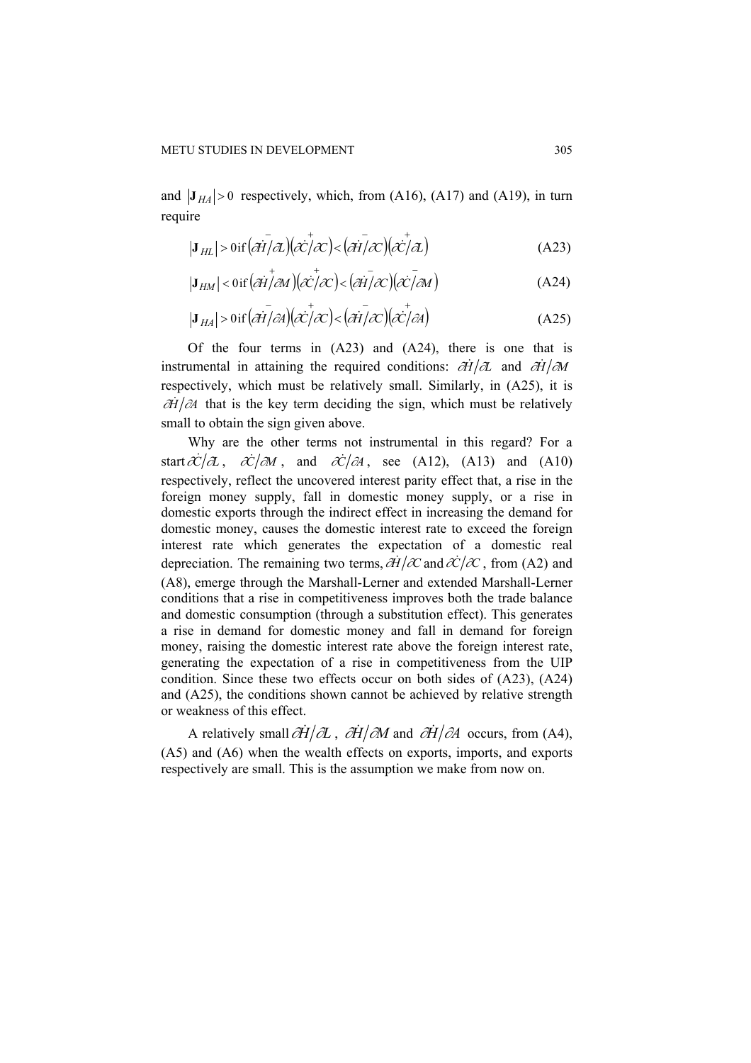and $|\mathbf{J}_{HA}| > 0$ respectively, which, from (A16), (A17) and (A19), in turn require

$$|\mathbf{J}_{HL}| > 0 \text{ if } \left(\overset{-}{\partial \dot{H}/\partial L}\right)\left(\overset{+}{\partial \dot{C}/\partial C}\right) < \left(\overset{-}{\partial \dot{H}/\partial C}\right)\left(\overset{+}{\partial \dot{C}/\partial L}\right) \tag{A23}$$

$$|\mathbf{J}_{HM}| < 0 \text{ if } \left(\overset{+}{\partial \dot{H}/\partial M}\right)\left(\overset{+}{\partial \dot{C}/\partial C}\right) < \left(\overset{-}{\partial \dot{H}/\partial C}\right)\left(\overset{-}{\partial \dot{C}/\partial M}\right) \tag{A24}$$

$$|\mathbf{J}_{HA}| > 0 \text{ if } \left(\overset{-}{\partial \dot{H}/\partial A}\right)\left(\overset{+}{\partial \dot{C}/\partial C}\right) < \left(\overset{-}{\partial \dot{H}/\partial C}\right)\left(\overset{+}{\partial \dot{C}/\partial A}\right) \tag{A25}$$

Of the four terms in (A23) and (A24), there is one that is instrumental in attaining the required conditions: $\partial \dot{H}/\partial L$ and $\partial \dot{H}/\partial M$ respectively, which must be relatively small. Similarly, in (A25), it is $\partial \dot{H}/\partial A$ that is the key term deciding the sign, which must be relatively small to obtain the sign given above.

Why are the other terms not instrumental in this regard? For a start $\partial \dot{C}/\partial L$, $\partial \dot{C}/\partial M$, and $\partial \dot{C}/\partial A$, see (A12), (A13) and (A10) respectively, reflect the uncovered interest parity effect that, a rise in the foreign money supply, fall in domestic money supply, or a rise in domestic exports through the indirect effect in increasing the demand for domestic money, causes the domestic interest rate to exceed the foreign interest rate which generates the expectation of a domestic real depreciation. The remaining two terms, $\partial \dot{H}/\partial C$ and $\partial \dot{C}/\partial C$, from (A2) and (A8), emerge through the Marshall-Lerner and extended Marshall-Lerner conditions that a rise in competitiveness improves both the trade balance and domestic consumption (through a substitution effect). This generates a rise in demand for domestic money and fall in demand for foreign money, raising the domestic interest rate above the foreign interest rate, generating the expectation of a rise in competitiveness from the UIP condition. Since these two effects occur on both sides of (A23), (A24) and (A25), the conditions shown cannot be achieved by relative strength or weakness of this effect.

A relatively small $\partial \dot{H}/\partial L$, $\partial \dot{H}/\partial M$ and $\partial \dot{H}/\partial A$ occurs, from (A4), (A5) and (A6) when the wealth effects on exports, imports, and exports respectively are small. This is the assumption we make from now on.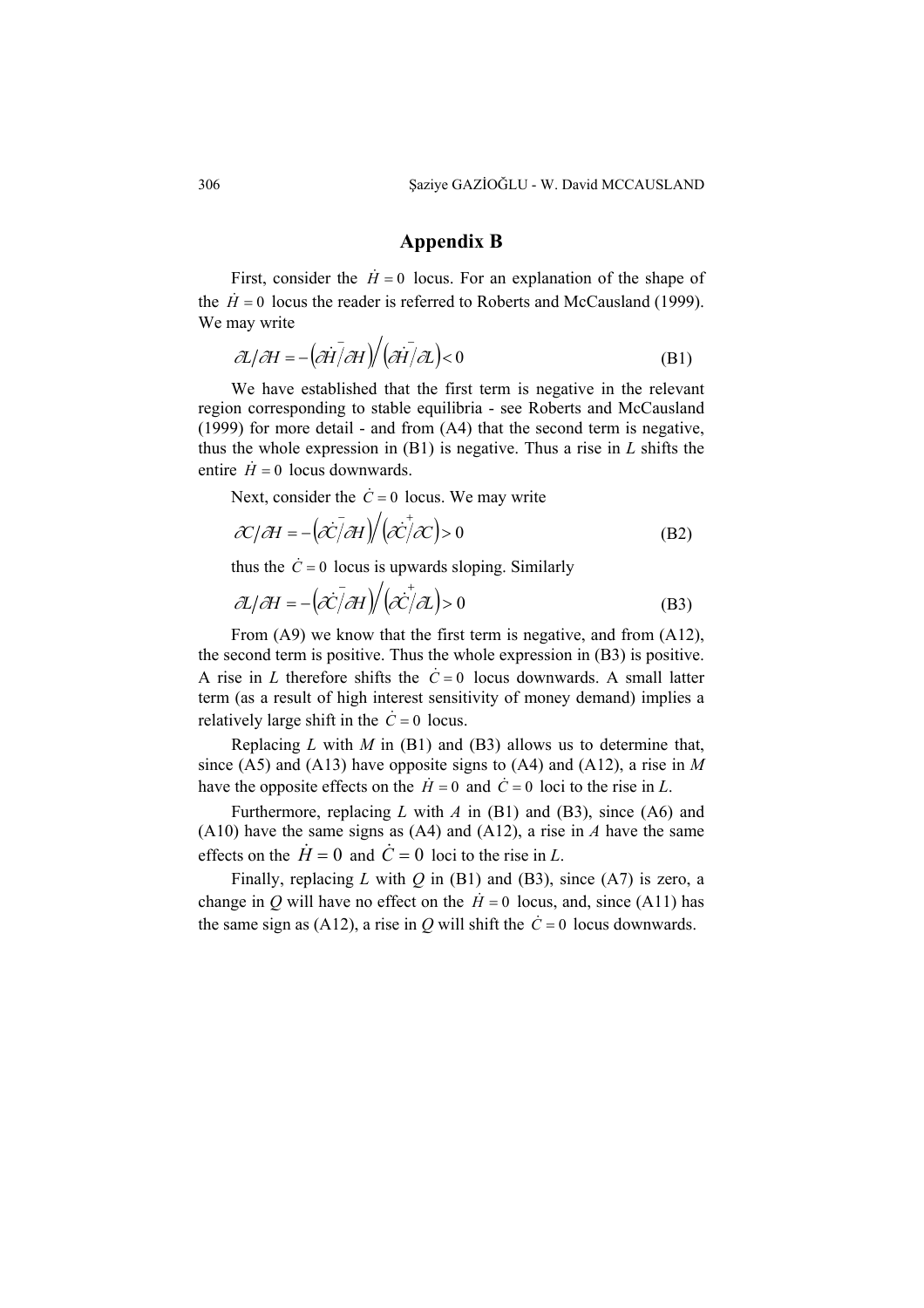## Appendix B

First, consider the $\dot{H} = 0$ locus. For an explanation of the shape of the $\dot{H} = 0$ locus the reader is referred to Roberts and McCausland (1999). We may write

$$\partial L / \partial H = -\left( \overset{-}{\partial \dot{H} / \partial H} \right) \Big/ \left( \overset{-}{\partial \dot{H} / \partial L} \right) < 0 \tag{B1}$$

We have established that the first term is negative in the relevant region corresponding to stable equilibria - see Roberts and McCausland (1999) for more detail - and from (A4) that the second term is negative, thus the whole expression in (B1) is negative. Thus a rise in *L* shifts the entire $\dot{H} = 0$ locus downwards.

Next, consider the $\dot{C} = 0$ locus. We may write

$$\partial C / \partial H = -\left( \overset{-}{\partial \dot{C} / \partial H} \right) \Big/ \left( \overset{+}{\partial \dot{C} / \partial C} \right) > 0 \tag{B2}$$

thus the $\dot{C} = 0$ locus is upwards sloping. Similarly

$$\partial L / \partial H = -\left( \overset{-}{\partial \dot{C} / \partial H} \right) \Big/ \left( \overset{+}{\partial \dot{C} / \partial L} \right) > 0 \tag{B3}$$

From (A9) we know that the first term is negative, and from (A12), the second term is positive. Thus the whole expression in (B3) is positive. A rise in *L* therefore shifts the $\dot{C} = 0$ locus downwards. A small latter term (as a result of high interest sensitivity of money demand) implies a relatively large shift in the $\dot{C} = 0$ locus.

Replacing *L* with *M* in (B1) and (B3) allows us to determine that, since (A5) and (A13) have opposite signs to (A4) and (A12), a rise in *M* have the opposite effects on the $\dot{H} = 0$ and $\dot{C} = 0$ loci to the rise in *L*.

Furthermore, replacing *L* with *A* in (B1) and (B3), since (A6) and (A10) have the same signs as (A4) and (A12), a rise in *A* have the same effects on the $\dot{H} = 0$ and $\dot{C} = 0$ loci to the rise in *L*.

Finally, replacing *L* with *Q* in (B1) and (B3), since (A7) is zero, a change in *Q* will have no effect on the $\dot{H} = 0$ locus, and, since (A11) has the same sign as (A12), a rise in *Q* will shift the $\dot{C} = 0$ locus downwards.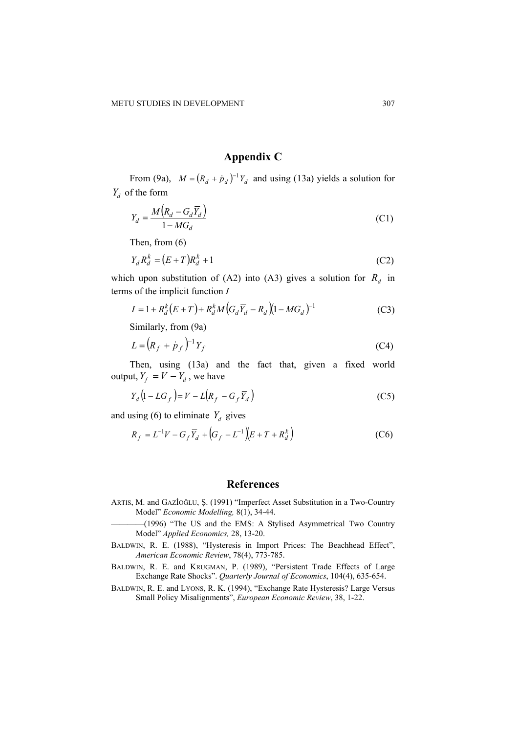## Appendix C

From (9a), $M = \left(R_d + \dot{p}_d\right)^{-1} Y_d$ and using (13a) yields a solution for $Y_d$ of the form

$$Y_d = \frac{M\left(R_d - G_d \overline{Y}_d\right)}{1 - MG_d} \tag{C1}$$

Then, from (6)

$$Y_d R_d^k = \left(E + T\right) R_d^k + 1 \tag{C2}$$

which upon substitution of (A2) into (A3) gives a solution for $R_d$ in terms of the implicit function $I$

$$I = 1 + R_d^k\left(E + T\right) + R_d^k M\left(G_d \overline{Y}_d - R_d\right)\left(1 - MG_d\right)^{-1} \tag{C3}$$

Similarly, from (9a)

$$L = \left(R_f + \dot{p}_f\right)^{-1} Y_f \tag{C4}$$

Then, using (13a) and the fact that, given a fixed world output, $Y_f = V - Y_d$, we have

$$Y_d\left(1 - LG_f\right) = V - L\left(R_f - G_f \overline{Y}_d\right) \tag{C5}$$

and using (6) to eliminate $Y_d$ gives

$$R_f = L^{-1}V - G_f \overline{Y}_d + \left(G_f - L^{-1}\right)\left(E + T + R_d^k\right) \tag{C6}$$

## References

ARTIS, M. and GAZİOĞLU, Ş. (1991) "Imperfect Asset Substitution in a Two-Country Model" *Economic Modelling,* 8(1), 34-44.

————(1996) "The US and the EMS: A Stylised Asymmetrical Two Country Model" *Applied Economics,* 28, 13-20.

BALDWIN, R. E. (1988), "Hysteresis in Import Prices: The Beachhead Effect", *American Economic Review*, 78(4), 773-785.

BALDWIN, R. E. and KRUGMAN, P. (1989), "Persistent Trade Effects of Large Exchange Rate Shocks". *Quarterly Journal of Economics*, 104(4), 635-654.

BALDWIN, R. E. and LYONS, R. K. (1994), "Exchange Rate Hysteresis? Large Versus Small Policy Misalignments", *European Economic Review*, 38, 1-22.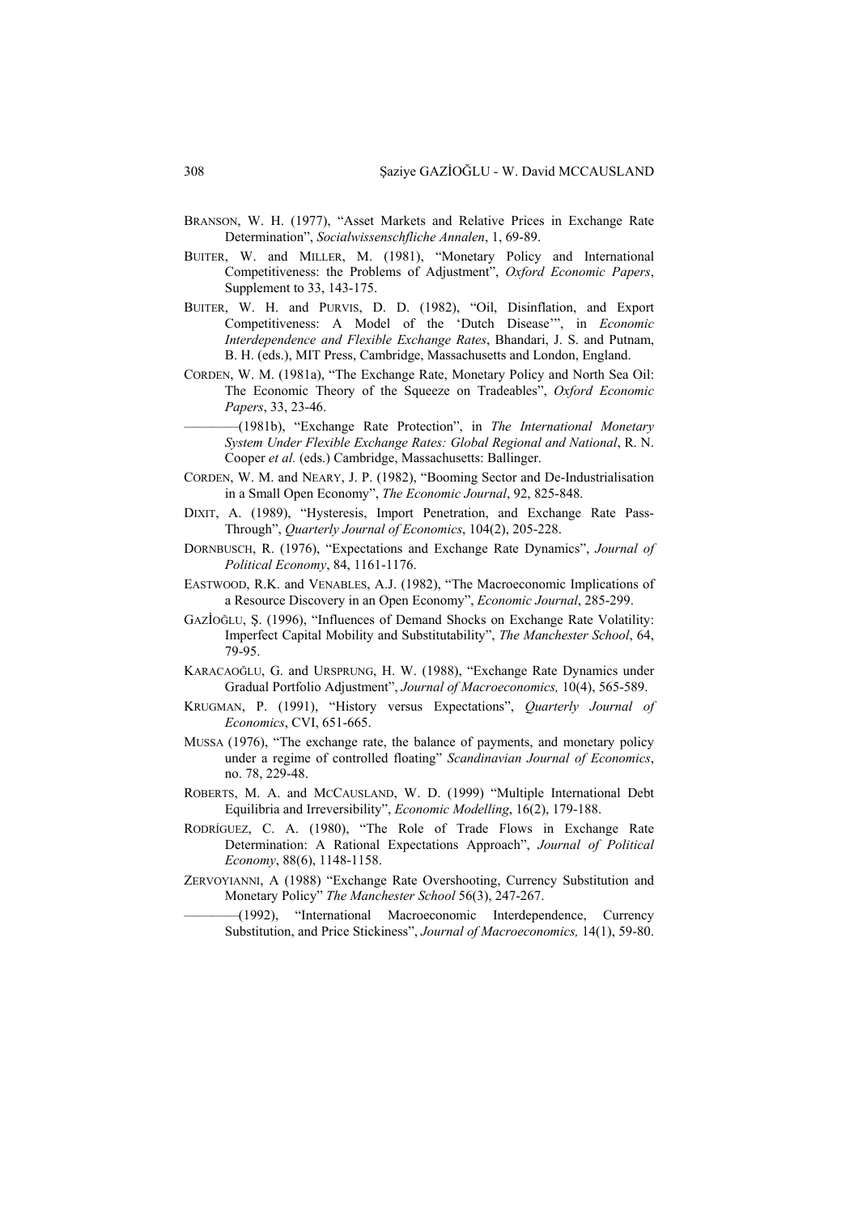BRANSON, W. H. (1977), "Asset Markets and Relative Prices in Exchange Rate Determination", *Socialwissenschfliche Annalen*, 1, 69-89.

BUITER, W. and MILLER, M. (1981), "Monetary Policy and International Competitiveness: the Problems of Adjustment", *Oxford Economic Papers*, Supplement to 33, 143-175.

BUITER, W. H. and PURVIS, D. D. (1982), "Oil, Disinflation, and Export Competitiveness: A Model of the 'Dutch Disease'", in *Economic Interdependence and Flexible Exchange Rates*, Bhandari, J. S. and Putnam, B. H. (eds.), MIT Press, Cambridge, Massachusetts and London, England.

CORDEN, W. M. (1981a), "The Exchange Rate, Monetary Policy and North Sea Oil: The Economic Theory of the Squeeze on Tradeables", *Oxford Economic Papers*, 33, 23-46.

———(1981b), "Exchange Rate Protection", in *The International Monetary System Under Flexible Exchange Rates: Global Regional and National*, R. N. Cooper *et al.* (eds.) Cambridge, Massachusetts: Ballinger.

CORDEN, W. M. and NEARY, J. P. (1982), "Booming Sector and De-Industrialisation in a Small Open Economy", *The Economic Journal*, 92, 825-848.

DIXIT, A. (1989), "Hysteresis, Import Penetration, and Exchange Rate Pass-Through", *Quarterly Journal of Economics*, 104(2), 205-228.

DORNBUSCH, R. (1976), "Expectations and Exchange Rate Dynamics", *Journal of Political Economy*, 84, 1161-1176.

EASTWOOD, R.K. and VENABLES, A.J. (1982), "The Macroeconomic Implications of a Resource Discovery in an Open Economy", *Economic Journal*, 285-299.

GAZİOĞLU, Ş. (1996), "Influences of Demand Shocks on Exchange Rate Volatility: Imperfect Capital Mobility and Substitutability", *The Manchester School*, 64, 79-95.

KARACAOĞLU, G. and URSPRUNG, H. W. (1988), "Exchange Rate Dynamics under Gradual Portfolio Adjustment", *Journal of Macroeconomics,* 10(4), 565-589.

KRUGMAN, P. (1991), "History versus Expectations", *Quarterly Journal of Economics*, CVI, 651-665.

MUSSA (1976), "The exchange rate, the balance of payments, and monetary policy under a regime of controlled floating" *Scandinavian Journal of Economics*, no. 78, 229-48.

ROBERTS, M. A. and MCCAUSLAND, W. D. (1999) "Multiple International Debt Equilibria and Irreversibility", *Economic Modelling*, 16(2), 179-188.

RODRÍGUEZ, C. A. (1980), "The Role of Trade Flows in Exchange Rate Determination: A Rational Expectations Approach", *Journal of Political Economy*, 88(6), 1148-1158.

ZERVOYIANNI, A (1988) "Exchange Rate Overshooting, Currency Substitution and Monetary Policy" *The Manchester School* 56(3), 247-267.

———(1992), "International Macroeconomic Interdependence, Currency Substitution, and Price Stickiness", *Journal of Macroeconomics,* 14(1), 59-80.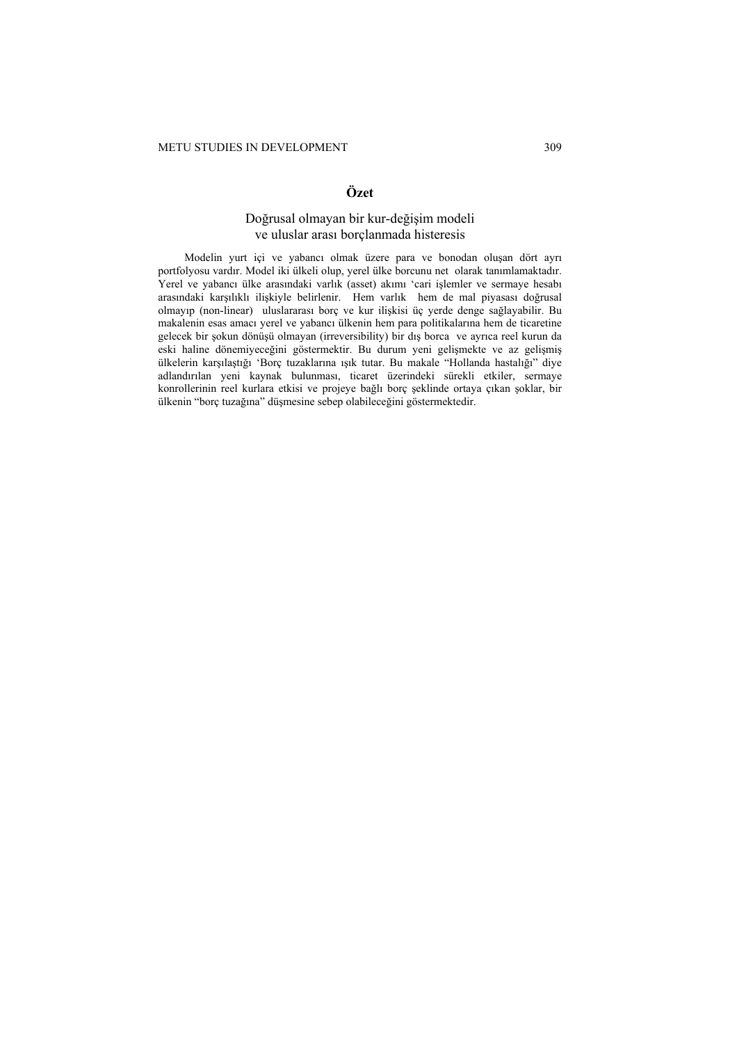## Özet

### Doğrusal olmayan bir kur-değişim modeli ve uluslar arası borçlanmada histeresis

Modelin yurt içi ve yabancı olmak üzere para ve bonodan oluşan dört ayrı portfolyosu vardır. Model iki ülkeli olup, yerel ülke borcunu net olarak tanımlamaktadır. Yerel ve yabancı ülke arasındaki varlık (asset) akımı 'cari işlemler ve sermaye hesabı arasındaki karşılıklı ilişkiyle belirlenir. Hem varlık hem de mal piyasası doğrusal olmayıp (non-linear) uluslararası borç ve kur ilişkisi üç yerde denge sağlayabilir. Bu makalenin esas amacı yerel ve yabancı ülkenin hem para politikalarına hem de ticaretine gelecek bir şokun dönüşü olmayan (irreversibility) bir dış borca ve ayrıca reel kurun da eski haline dönemiyeceğini göstermektir. Bu durum yeni gelişmekte ve az gelişmiş ülkelerin karşılaştığı 'Borç tuzaklarına ışık tutar. Bu makale "Hollanda hastalığı" diye adlandırılan yeni kaynak bulunması, ticaret üzerindeki sürekli etkiler, sermaye konrollerinin reel kurlara etkisi ve projeye bağlı borç şeklinde ortaya çıkan şoklar, bir ülkenin "borç tuzağına" düşmesine sebep olabileceğini göstermektedir.